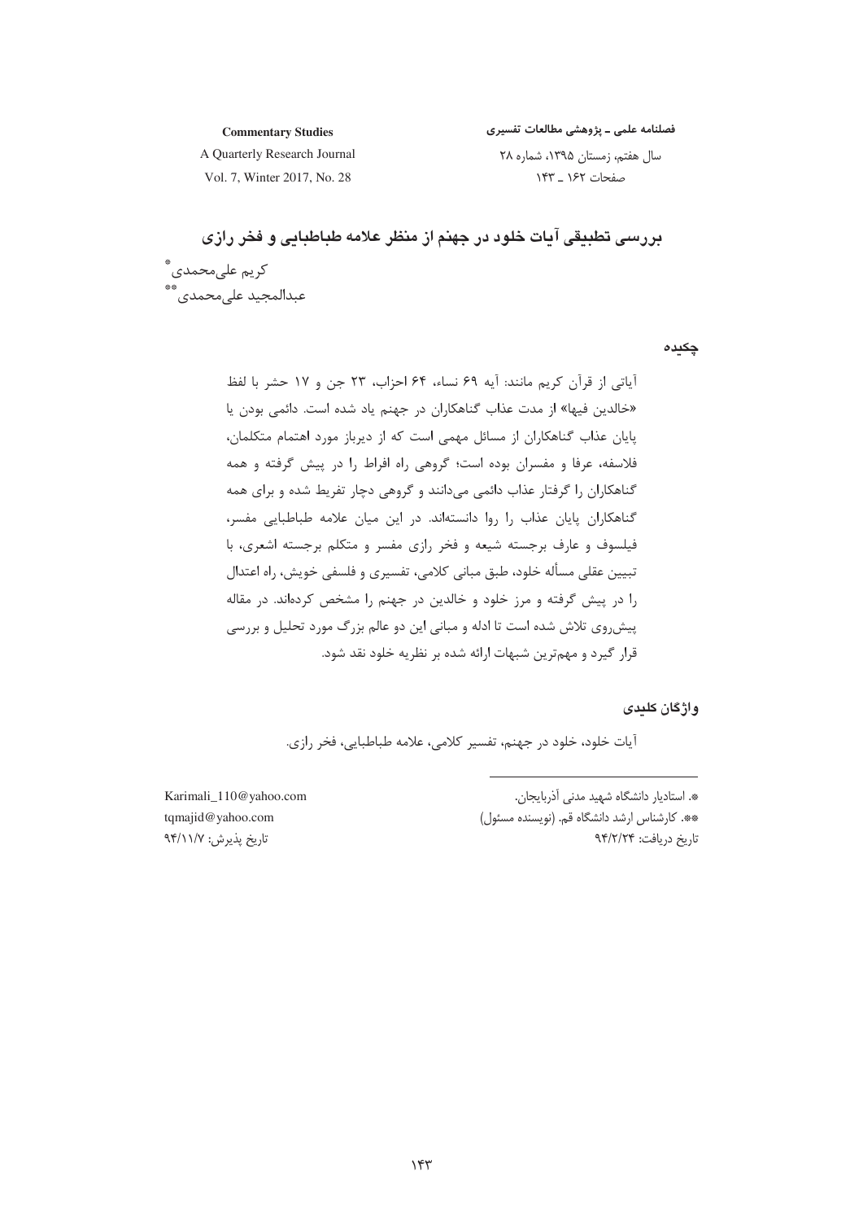# بررسی تطبیقی آیات خلود در جهنم از منظر علامه طباطبایی و فخر رازی

کریم علی‌محمدی[*]

عبدالمجید علی‌محمدی[**]

## چکیده

آیاتی از قرآن کریم مانند: آیه ۶۹ نساء، ۶۴ احزاب، ۲۳ جن و ۱۷ حشر با لفظ «خالدین فیها» از مدت عذاب گناهکاران در جهنم یاد شده است. دائمی بودن یا پایان عذاب گناهکاران از مسائل مهمی است که از دیرباز مورد اهتمام متکلمان، فلاسفه، عرفا و مفسران بوده است؛ گروهی راه افراط را در پیش گرفته و همه گناهکاران را گرفتار عذاب دائمی می‌دانند و گروهی دچار تفریط شده و برای همه گناهکاران پایان عذاب را روا دانسته‌اند. در این میان علامه طباطبایی مفسر، فیلسوف و عارف برجسته شیعه و فخر رازی مفسر و متکلم برجسته اشعری، با تبیین عقلی مسأله خلود، طبق مبانی کلامی، تفسیری و فلسفی خویش، راه اعتدال را در پیش گرفته و مرز خلود و خالدین در جهنم را مشخص کرده‌اند. در مقاله پیش‌روی تلاش شده است تا ادله و مبانی این دو عالم بزرگ مورد تحلیل و بررسی قرار گیرد و مهم‌ترین شبهات ارائه شده بر نظریه خلود نقد شود.

## واژگان کلیدی

آیات خلود، خلود در جهنم، تفسیر کلامی، علامه طباطبایی، فخر رازی.

---

[*]. استادیار دانشگاه شهید مدنی آذربایجان.
Karimali_110@yahoo.com

[**]. کارشناس ارشد دانشگاه قم. (نویسنده مسئول)
tqmajid@yahoo.com

تاریخ دریافت: ۹۴/۲/۲۴

تاریخ پذیرش: ۹۴/۱۱/۷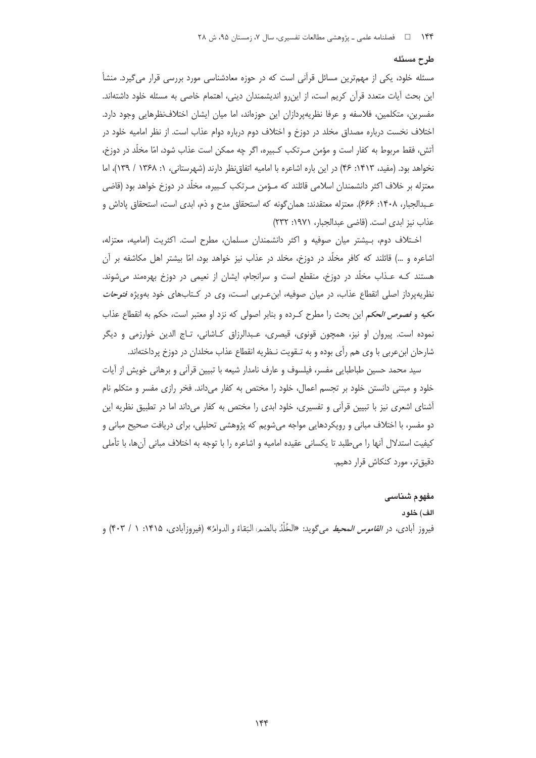## طرح مسئله

مسئله خلود، یکی از مهم‌ترین مسائل قرآنی است که در حوزه معادشناسی مورد بررسی قرار می‌گیرد. منشأ این بحث آیات متعدد قرآن کریم است، از این‌رو اندیشمندان دینی، اهتمام خاصی به مسئله خلود داشته‌اند. مفسرین، متکلمین، فلاسفه و عرفا نظریه‌پردازان این حوزه‌اند، اما میان ایشان اختلاف‌نظرهایی وجود دارد. اختلاف نخست درباره مصداق مخلد در دوزخ و اختلاف دوم درباره دوام عذاب است. از نظر امامیه خلود در آتش، فقط مربوط به کفار است و مؤمن مـرتکب کـبیره، اگر چه ممکن است عذاب شود، امّا مخلّد در دوزخ، نخواهد بود. (مفید، ۱۴۱۳: ۴۶) در این باره اشاعره با امامیه اتفاق‌نظر دارند (شهرستانی، ۱: ۱۳۶۸ / ۱۳۹)، اما معتزله بر خلاف اکثر دانشمندان اسلامی قائلند که مـؤمن مـرتکب کـبیره، مخلّد در دوزخ خواهد بود (قاضی عـبدالجبار، ۱۴۰۸: ۶۶۶). معتزله معتقدند: همان‌گونه که استحقاق مدح و ذم، ابدی است، استحقاق پاداش و عذاب نیز ابدی است. (قاضی عبدالجبار، ۱۹۷۱: ۲۳۲)

اخـتلاف دوم، بـیشتر میان صوفیه و اکثر دانشمندان مسلمان، مطرح است. اکثریت (امامیه، معتزله، اشاعره و ...) قائلند که کافر مخلّد در دوزخ، مخلد در عذاب نیز خواهد بود، امّا بیشتر اهل مکاشفه بر آن هستند کـه عـذاب مخلّد در دوزخ، منقطع است و سرانجام، ایشان از نعیمی در دوزخ بهره‌مند می‌شوند. نظریه‌پرداز اصلی انقطاع عذاب، در میان صوفیه، ابن‌عـربی اسـت، وی در کـتاب‌های خود به‌ویژه *فتوحات مکیه* و *فصوص الحکم* این بحث را مطرح کـرده و بنابر اصولی که نزد او معتبر است، حکم به انقطاع عذاب نموده است. پیروان او نیز، همچون قونوی، قیصری، عـبدالرزاق کـاشانی، تـاج الدین خوارزمی و دیگر شارحان ابن‌عربی با وی هم رأی بوده و به تـقویت نـظریه انقطاع عذاب مخلدان در دوزخ پرداخته‌اند.

سید محمد حسین طباطبایی مفسر، فیلسوف و عارف نامدار شیعه با تبیین قرآنی و برهانی خویش از آیات خلود و مبتنی دانستن خلود بر تجسم اعمال، خلود را مختص به کفار می‌داند. فخر رازی مفسر و متکلم نام آشنای اشعری نیز با تبیین قرآنی و تفسیری، خلود ابدی را مختص به کفار می‌داند اما در تطبیق نظریه این دو مفسر، با اختلاف مبانی و رویکردهایی مواجه می‌شویم که پژوهشی تحلیلی، برای دریافت صحیح مبانی و کیفیت استدلال آنها را می‌طلبد تا یکسانی عقیده امامیه و اشاعره را با توجه به اختلاف مبانی آن‌ها، با تأملی دقیق‌تر، مورد کنکاش قرار دهیم.

## مفهوم شناسی

### الف) خلود

فیروز آبادی، در *القاموس المحیط* می‌گوید: «الخُلْدُ بالضم: البَقاءُ و الدوامُ» (فیروزآبادی، ۱۴۱۵: ۱ / ۴۰۳) و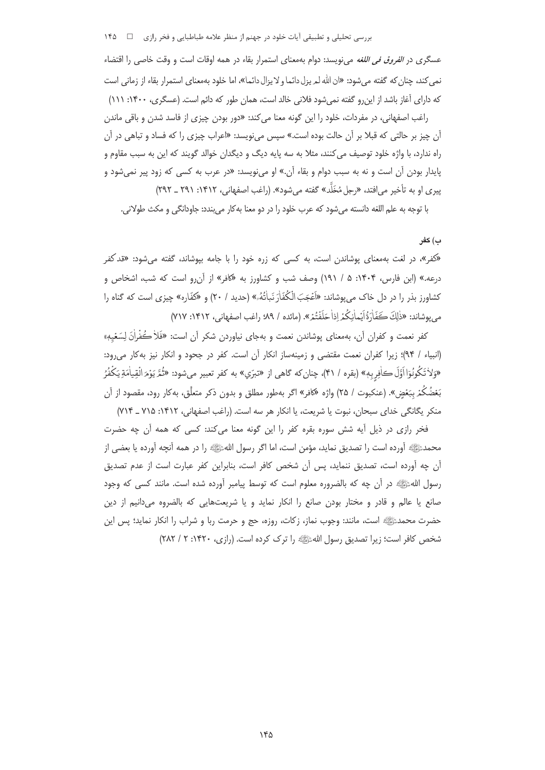عسگری در *الفروق فی اللغه* می‌نویسد: دوام به‌معنای استمرار بقاء در همه اوقات است و وقت خاصی را اقتضاء نمی‌کند، چنان‌که گفته می‌شود: «ان الله لم یزل دائما و لا یزال دائما»، اما خلود به‌معنای استمرار بقاء از زمانی است که دارای آغاز باشد از این‌رو گفته نمی‌شود فلانی خالد است، همان طور که دائم است. (عسگری، ۱۴۰۰: ۱۱۱)

راغب اصفهانی، در مفردات، خلود را این گونه معنا می‌کند: «دور بودن چیزی از فاسد شدن و باقی ماندن آن چیز بر حالتی که قبلا بر آن حالت بوده است.» سپس می‌نویسد: «اعراب چیزی را که فساد و تباهی در آن راه ندارد، با واژه خلود توصیف می‌کنند، مثلا به سه پایه دیگ و دیگدان خوالد گویند که این به سبب مقاوم و پایدار بودن آن است و نه به سبب دوام و بقاء آن.» او می‌نویسد: «در عرب به کسی که زود پیر نمی‌شود و پیری او به تأخیر می‌افتد، «رجل مُخَلَّد» گفته می‌شود». (راغب اصفهانی، ۱۴۱۲: ۲۹۱ ـ ۲۹۲)

با توجه به علم اللغه دانسته می‌شود که عرب خلود را در دو معنا به‌کار می‌بندد: جاودانگی و مکث طولانی.

### ب) کفر

«کفر»، در لغت به‌معنای پوشاندن است، به کسی که زره خود را با جامه بپوشاند، گفته می‌شود: «قد کفر درعه.» (ابن فارس، ۱۴۰۴: ۵ / ۱۹۱) وصف شب و کشاورز به «کافر» از آن‌رو است که شب، اشخاص و کشاورز بذر را در دل خاک می‌پوشاند: «أَعْجَبَ الْكُفَّارَ نَبَاتُهُ» (حدید / ۲۰) و «کفّاره» چیزی است که گناه را می‌پوشاند: «ذَٰلِكَ كَفَّارَةُ أَيْمَانِكُمْ إِذَا حَلَفْتُمْ». (مائده / ۸۹؛ راغب اصفهانی، ۱۴۱۲: ۷۱۷)

کفر نعمت و کفران آن، به‌معنای پوشاندن نعمت و به‌جای نیاوردن شکر آن است: «فَلَا كُفْرَانَ لِسَعْيِهِ» (انبیاء / ۹۴)؛ زیرا کفران نعمت مقتضی و زمینه‌ساز انکار آن است. کفر در جحود و انکار نیز به‌کار می‌رود: «وَلَا تَكُونُوا أَوَّلَ كَافِرٍ بِهِ» (بقره / ۴۱)، چنان‌که گاهی از «تبرّی» به کفر تعبیر می‌شود: «ثُمَّ يَوْمَ الْقِيَامَةِ يَكْفُرُ بَعْضُكُمْ بِبَعْضٍ». (عنکبوت / ۲۵) واژه «کافر» اگر به‌طور مطلق و بدون ذکر متعلَّق، به‌کار رود، مقصود از آن منکر یگانگی خدای سبحان، نبوت یا شریعت، یا انکار هر سه است. (راغب اصفهانی، ۱۴۱۲: ۷۱۵ ـ ۷۱۴)

فخر رازی در ذیل آیه شش سوره بقره کفر را این گونه معنا می‌کند: کسی که همه آن چه حضرت محمد ﷺ آورده است را تصدیق نماید، مؤمن است، اما اگر رسول الله ﷺ را در همه آنچه آورده یا بعضی از آن چه آورده است، تصدیق ننماید، پس آن شخص کافر است، بنابراین کفر عبارت است از عدم تصدیق رسول الله ﷺ در آن چه که بالضروره معلوم است که توسط پیامبر آورده شده است. مانند کسی که وجود صانع یا عالم و قادر و مختار بودن صانع را انکار نماید و یا شریعت‌هایی که بالضروه می‌دانیم از دین حضرت محمد ﷺ است، مانند: وجوب نماز، زکات، روزه، حج و حرمت ربا و شراب را انکار نماید؛ پس این شخص کافر است؛ زیرا تصدیق رسول الله ﷺ را ترک کرده است. (رازی، ۱۴۲۰: ۲ / ۲۸۲)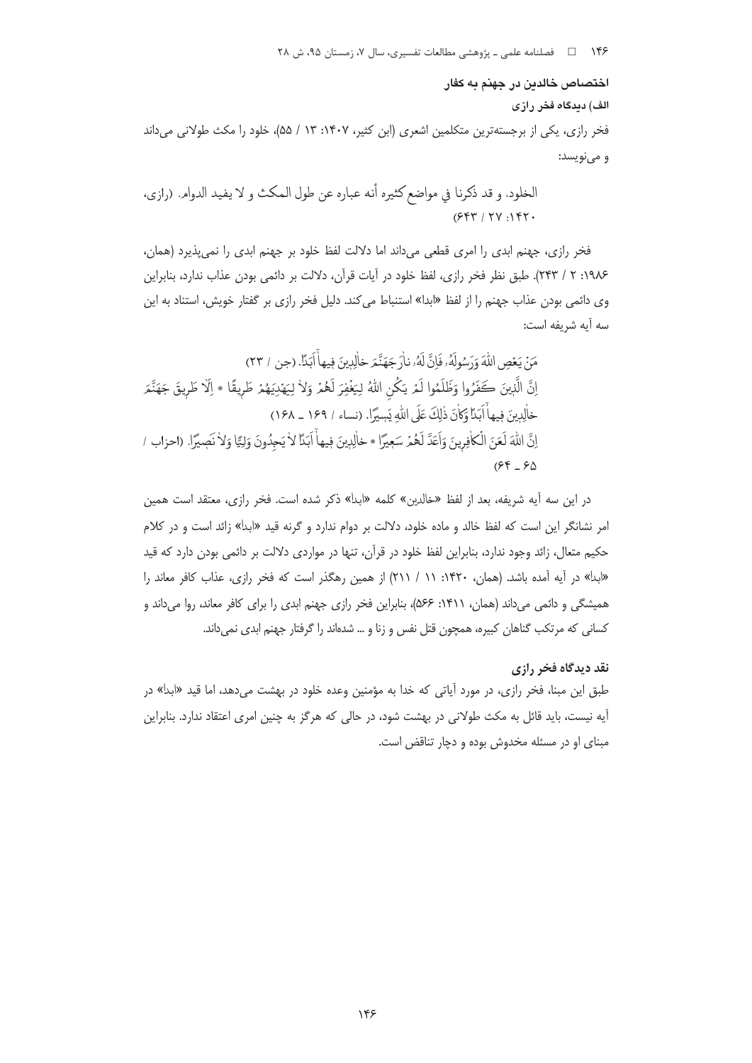## اختصاص خالدین در جهنم به کفار

### الف) دیدگاه فخر رازی

فخر رازی، یکی از برجسته‌ترین متکلمین اشعری (ابن کثیر، ۱۴۰۷: ۱۳ / ۵۵)، خلود را مکث طولانی می‌داند و می‌نویسد:

> الخلود، و قد ذکرنا فی مواضع کثیره أنه عباره عن طول المکث و لا یفید الدوام. (رازی، ۱۴۲۰: ۲۷ / ۶۴۳)

فخر رازی، جهنم ابدی را امری قطعی می‌داند اما دلالت لفظ خلود بر جهنم ابدی را نمی‌پذیرد (همان، ۱۹۸۶: ۲ / ۲۴۳). طبق نظر فخر رازی، لفظ خلود در آیات قرآن، دلالت بر دائمی بودن عذاب ندارد، بنابراین وی دائمی بودن عذاب جهنم را از لفظ «ابدا» استنباط می‌کند. دلیل فخر رازی بر گفتار خویش، استناد به این سه آیه شریفه است:

> مَنْ یَعْصِ اللَّهَ وَرَسُولَهُ فَإِنَّ لَهُ نَارَ جَهَنَّمَ خَالِدِینَ فِیهَا أَبَدًا. (جن / ۲۳)
>
> إِنَّ الَّذِینَ كَفَرُوا وَظَلَمُوا لَمْ یَكُنِ اللَّهُ لِیَغْفِرَ لَهُمْ وَلَا لِیَهْدِیَهُمْ طَرِیقًا * إِلَّا طَرِیقَ جَهَنَّمَ خَالِدِینَ فِیهَا أَبَدًا وَكَانَ ذَٰلِكَ عَلَى اللَّهِ یَسِیرًا. (نساء / ۱۶۹ ـ ۱۶۸)
>
> إِنَّ اللَّهَ لَعَنَ الْكَافِرِینَ وَأَعَدَّ لَهُمْ سَعِیرًا * خَالِدِینَ فِیهَا أَبَدًا لَا یَجِدُونَ وَلِیًّا وَلَا نَصِیرًا. (احزاب / ۶۵ ـ ۶۴)

در این سه آیه شریفه، بعد از لفظ «خالدین» کلمه «ابدا» ذکر شده است. فخر رازی، معتقد است همین امر نشانگر این است که لفظ خالد و ماده خلود، دلالت بر دوام ندارد و گرنه قید «ابدا» زائد است و در کلام حکیم متعال، زائد وجود ندارد، بنابراین لفظ خلود در قرآن، تنها در مواردی دلالت بر دائمی بودن دارد که قید «ابدا» در آیه آمده باشد. (همان، ۱۴۲۰: ۱۱ / ۲۱۱) از همین رهگذر است که فخر رازی، عذاب کافر معاند را همیشگی و دائمی می‌داند (همان، ۱۴۱۱: ۵۶۶)، بنابراین فخر رازی جهنم ابدی را برای کافر معاند، روا می‌داند و کسانی که مرتکب گناهان کبیره، همچون قتل نفس و زنا و ... شده‌اند را گرفتار جهنم ابدی نمی‌داند.

### نقد دیدگاه فخر رازی

طبق این مبنا، فخر رازی، در مورد آیاتی که خدا به مؤمنین وعده خلود در بهشت می‌دهد، اما قید «ابدا» در آیه نیست، باید قائل به مکث طولانی در بهشت شود، در حالی که هرگز به چنین امری اعتقاد ندارد. بنابراین مبنای او در مسئله مخدوش بوده و دچار تناقض است.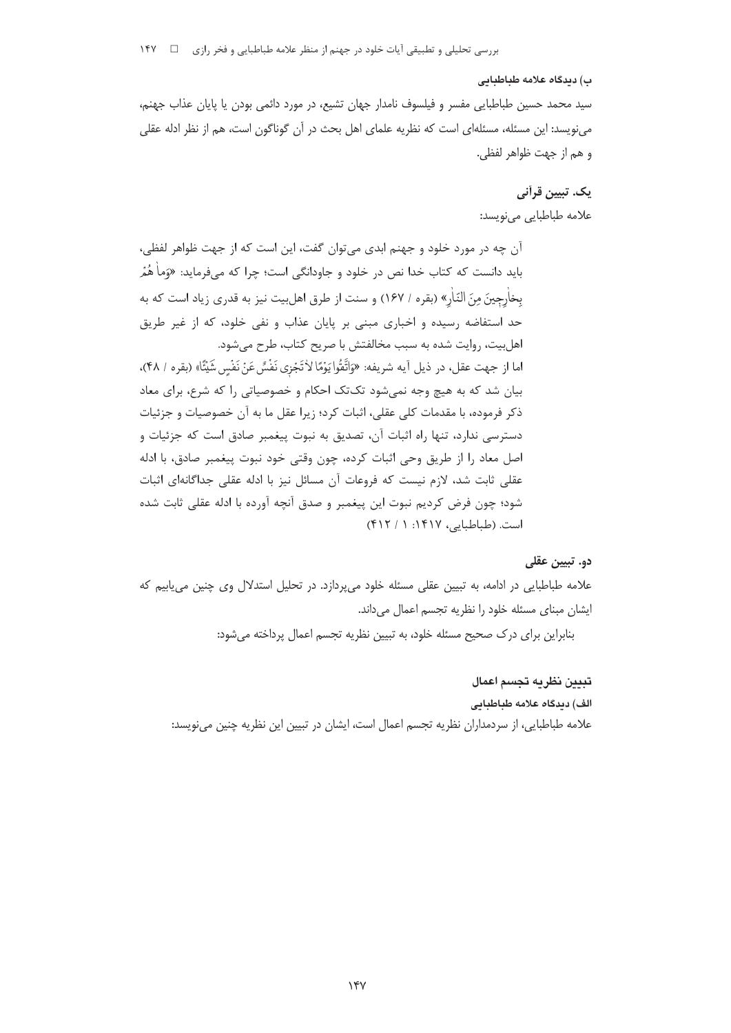### ب) دیدگاه علامه طباطبایی

سید محمد حسین طباطبایی مفسر و فیلسوف نامدار جهان تشیع، در مورد دائمی بودن یا پایان عذاب جهنم، می‌نویسد: این مسئله، مسئله‌ای است که نظریه علمای اهل بحث در آن گوناگون است، هم از نظر ادله عقلی و هم از جهت ظواهر لفظی.

#### یک. تبیین قرآنی

علامه طباطبایی می‌نویسد:

> آن چه در مورد خلود و جهنم ابدی می‌توان گفت، این است که از جهت ظواهر لفظی، باید دانست که کتاب خدا نص در خلود و جاودانگی است؛ چرا که می‌فرماید: «وَما هُمْ بِخارِجِینَ مِنَ النّارِ» (بقره / ۱۶۷) و سنت از طرق اهل‌بیت نیز به قدری زیاد است که به حد استفاضه رسیده و اخباری مبنی بر پایان عذاب و نفی خلود، که از غیر طریق اهل‌بیت، روایت شده به سبب مخالفتش با صریح کتاب، طرح می‌شود.
>
> اما از جهت عقل، در ذیل آیه شریفه: «وَاتَّقُوا یَوْمًا لا تَجْزِی نَفْسٌ عَنْ نَفْسٍ شَیْئًا» (بقره / ۴۸)، بیان شد که به هیچ وجه نمی‌شود تک‌تک احکام و خصوصیاتی را که شرع، برای معاد ذکر فرموده، با مقدمات کلی عقلی، اثبات کرد؛ زیرا عقل ما به آن خصوصیات و جزئیات دسترسی ندارد، تنها راه اثبات آن، تصدیق به نبوت پیغمبر صادق است که جزئیات و اصل معاد را از طریق وحی اثبات کرده، چون وقتی خود نبوت پیغمبر صادق، با ادله عقلی ثابت شد، لازم نیست که فروعات آن مسائل نیز با ادله عقلی جداگانه‌ای اثبات شود؛ چون فرض کردیم نبوت این پیغمبر و صدق آنچه آورده با ادله عقلی ثابت شده است. (طباطبایی، ۱۴۱۷: ۱ / ۴۱۲)

#### دو. تبیین عقلی

علامه طباطبایی در ادامه، به تبیین عقلی مسئله خلود می‌پردازد. در تحلیل استدلال وی چنین می‌یابیم که ایشان مبنای مسئله خلود را نظریه تجسم اعمال می‌داند.

بنابراین برای درک صحیح مسئله خلود، به تبیین نظریه تجسم اعمال پرداخته می‌شود:

### تبیین نظریه تجسم اعمال

#### الف) دیدگاه علامه طباطبایی

علامه طباطبایی، از سردمداران نظریه تجسم اعمال است، ایشان در تبیین این نظریه چنین می‌نویسد: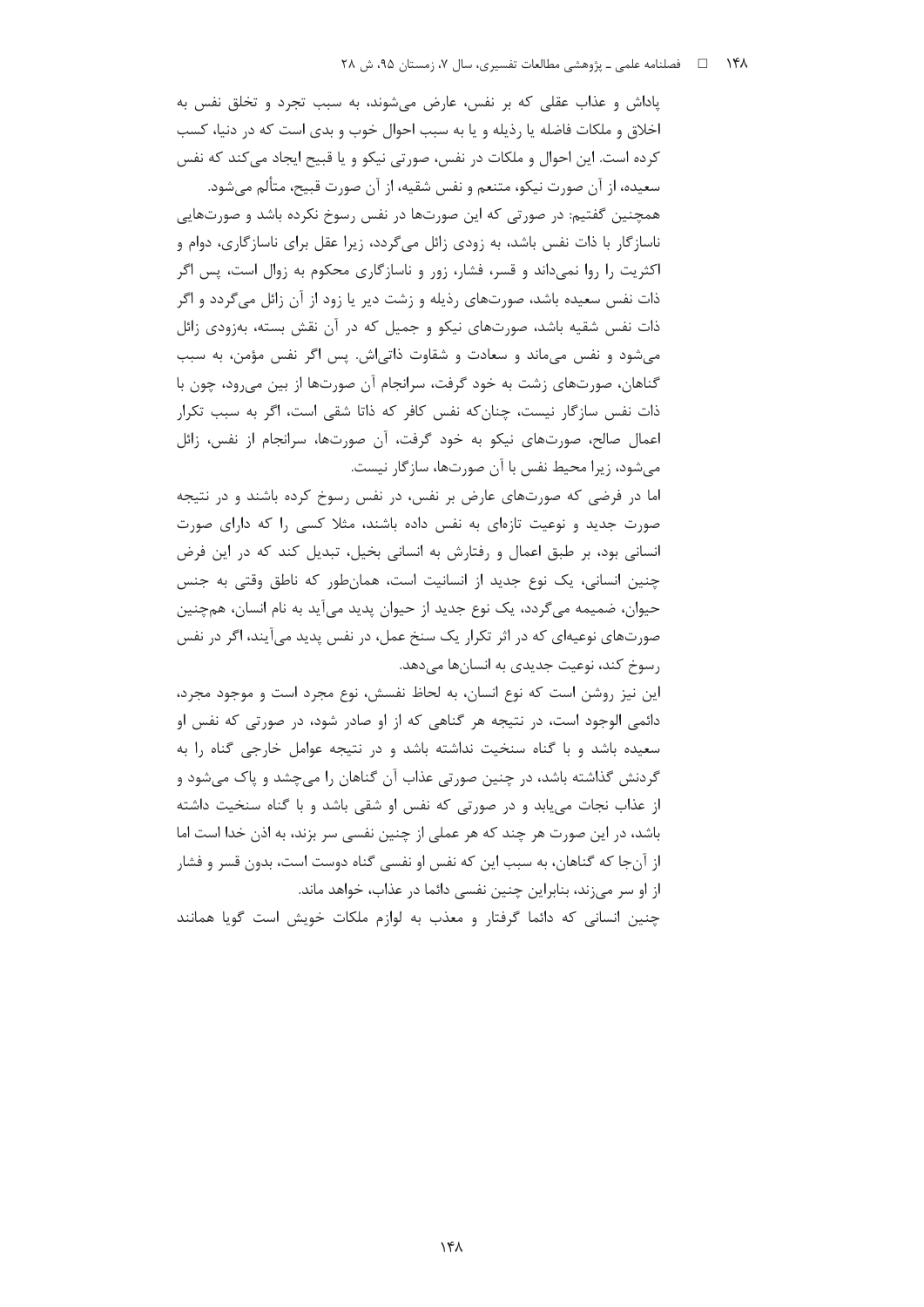پاداش و عذاب عقلی که بر نفس، عارض می‌شوند، به سبب تجرد و تخلق نفس به اخلاق و ملکات فاضله یا رذیله و یا به سبب احوال خوب و بدی است که در دنیا، کسب کرده است. این احوال و ملکات در نفس، صورتی نیکو و یا قبیح ایجاد می‌کند که نفس سعیده، از آن صورت نیکو، متنعم و نفس شقیه، از آن صورت قبیح، متألم می‌شود.

همچنین گفتیم: در صورتی که این صورت‌ها در نفس رسوخ نکرده باشد و صورت‌هایی ناسازگار با ذات نفس باشد، به زودی زائل می‌گردد، زیرا عقل برای ناسازگاری، دوام و اکثریت را روا نمی‌داند و قسر، فشار، زور و ناسازگاری محکوم به زوال است، پس اگر ذات نفس سعیده باشد، صورت‌های رذیله و زشت دیر یا زود از آن زائل می‌گردد و اگر ذات نفس شقیه باشد، صورت‌های نیکو و جمیل که در آن نقش بسته، به‌زودی زائل می‌شود و نفس می‌ماند و سعادت و شقاوت ذاتی‌اش. پس اگر نفس مؤمن، به سبب گناهان، صورت‌های زشت به خود گرفت، سرانجام آن صورت‌ها از بین می‌رود، چون با ذات نفس سازگار نیست، چنان‌که نفس کافر که ذاتا شقی است، اگر به سبب تکرار اعمال صالح، صورت‌های نیکو به خود گرفت، آن صورت‌ها، سرانجام از نفس، زائل می‌شود، زیرا محیط نفس با آن صورت‌ها، سازگار نیست.

اما در فرضی که صورت‌های عارض بر نفس، در نفس رسوخ کرده باشند و در نتیجه صورت جدید و نوعیت تازه‌ای به نفس داده باشند، مثلا کسی را که دارای صورت انسانی بود، بر طبق اعمال و رفتارش به انسانی بخیل، تبدیل کند که در این فرض چنین انسانی، یک نوع جدید از انسانیت است، همان‌طور که ناطق وقتی به جنس حیوان، ضمیمه می‌گردد، یک نوع جدید از حیوان پدید می‌آید به نام انسان، همچنین صورت‌های نوعیه‌ای که در اثر تکرار یک سنخ عمل، در نفس پدید می‌آیند، اگر در نفس رسوخ کند، نوعیت جدیدی به انسان‌ها می‌دهد.

این نیز روشن است که نوع انسان، به لحاظ نفسش، نوع مجرد است و موجود مجرد، دائمی الوجود است، در نتیجه هر گناهی که از او صادر شود، در صورتی که نفس او سعیده باشد و با گناه سنخیت نداشته باشد و در نتیجه عوامل خارجی گناه را به گردنش گذاشته باشد، در چنین صورتی عذاب آن گناهان را می‌چشد و پاک می‌شود و از عذاب نجات می‌یابد و در صورتی که نفس او شقی باشد و با گناه سنخیت داشته باشد، در این صورت هر چند که هر عملی از چنین نفسی سر بزند، به اذن خدا است اما از آن‌جا که گناهان، به سبب این که نفس او نفسی گناه دوست است، بدون قسر و فشار از او سر می‌زند، بنابراین چنین نفسی دائما در عذاب، خواهد ماند.

چنین انسانی که دائما گرفتار و معذب به لوازم ملکات خویش است گویا همانند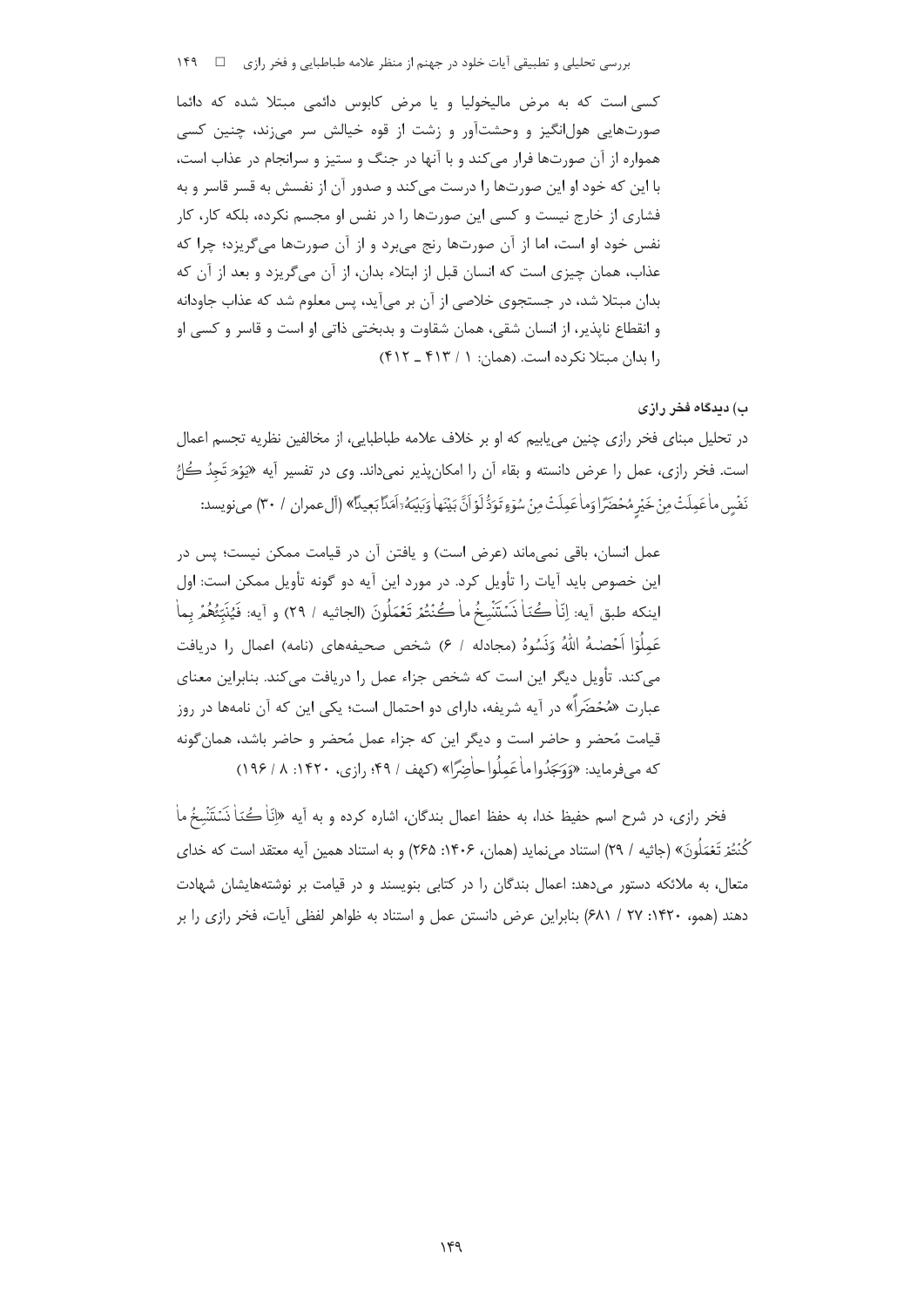کسی است که به مرض مالیخولیا و یا مرض کابوس دائمی مبتلا شده که دائما صورت‌هایی هول‌انگیز و وحشت‌آور و زشت از قوه خیالش سر می‌زند، چنین کسی همواره از آن صورت‌ها فرار می‌کند و با آنها در جنگ و ستیز و سرانجام در عذاب است، با این که خود او این صورت‌ها را درست می‌کند و صدور آن از نفسش به قسر قاسر و به فشاری از خارج نیست و کسی این صورت‌ها را در نفس او مجسم نکرده، بلکه کار، کار نفس خود او است، اما از آن صورت‌ها رنج می‌برد و از آن صورت‌ها می‌گریزد؛ چرا که عذاب، همان چیزی است که انسان قبل از ابتلاء بدان، از آن می‌گریزد و بعد از آن که بدان مبتلا شد، در جستجوی خلاصی از آن بر می‌آید، پس معلوم شد که عذاب جاودانه و انقطاع ناپذیر، از انسان شقی، همان شقاوت و بدبختی ذاتی او است و قاسر و کسی او را بدان مبتلا نکرده است. (همان: ۱ / ۴۱۳ ـ ۴۱۲)

### ب) دیدگاه فخر رازی

در تحلیل مبنای فخر رازی چنین می‌یابیم که او بر خلاف علامه طباطبایی، از مخالفین نظریه تجسم اعمال است. فخر رازی، عمل را عرض دانسته و بقاء آن را امکان‌پذیر نمی‌داند. وی در تفسیر آیه «يَوْمَ تَجِدُ كُلُّ نَفْسٍ ما عَمِلَتْ مِنْ خَيْرٍ مُحْضَرًا وَما عَمِلَتْ مِنْ سُوءٍ تَوَدُّ لَوْ أَنَّ بَيْنَها وَبَيْنَهُ أَمَدًا بَعِيدًا» (آل‌عمران / ۳۰) می‌نویسد:

> عمل انسان، باقی نمی‌ماند (عرض است) و یافتن آن در قیامت ممکن نیست؛ پس در این خصوص باید آیات را تأویل کرد. در مورد این آیه دو گونه تأویل ممکن است: اول اینکه طبق آیه: إِنّا كُنّا نَسْتَنْسِخُ ما كُنْتُمْ تَعْمَلُونَ (الجاثیه / ۲۹) و آیه: فَيُنَبِّئُهُمْ بِما عَمِلُوا أَحْصاهُ اللهُ وَنَسُوهُ (مجادله / ۶) شخص صحیفه‌های (نامه) اعمال را دریافت می‌کند. تأویل دیگر این است که شخص جزاء عمل را دریافت می‌کند. بنابراین معنای عبارت «مُحْضَراً» در آیه شریفه، دارای دو احتمال است؛ یکی این که آن نامه‌ها در روز قیامت مُحضر و حاضر است و دیگر این که جزاء عمل مُحضر و حاضر باشد، همان‌گونه که می‌فرماید: «وَوَجَدُوا ما عَمِلُوا حاضِرًا» (کهف / ۴۹؛ رازی، ۱۴۲۰: ۸ / ۱۹۶)

فخر رازی، در شرح اسم حفیظ خدا، به حفظ اعمال بندگان، اشاره کرده و به آیه «إِنّا كُنّا نَسْتَنْسِخُ ما كُنْتُمْ تَعْمَلُونَ» (جاثیه / ۲۹) استناد می‌نماید (همان، ۱۴۰۶: ۲۶۵) و به استناد همین آیه معتقد است که خدای متعال، به ملائکه دستور می‌دهد: اعمال بندگان را در کتابی بنویسند و در قیامت بر نوشته‌هایشان شهادت دهند (همو، ۱۴۲۰: ۲۷ / ۶۸۱) بنابراین عرض دانستن عمل و استناد به ظواهر لفظی آیات، فخر رازی را بر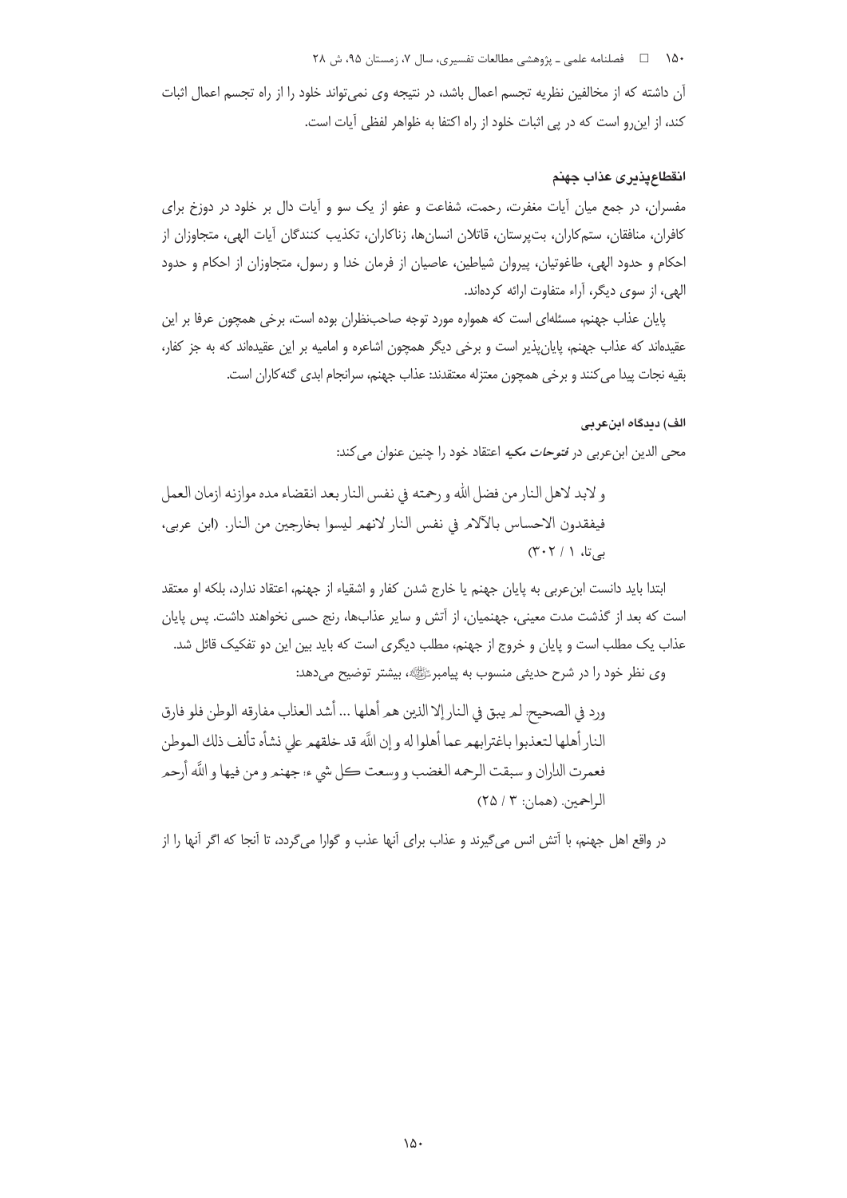آن داشته که از مخالفین نظریه تجسم اعمال باشد، در نتیجه وی نمی‌تواند خلود را از راه تجسم اعمال اثبات کند، از این‌رو است که در پی اثبات خلود از راه اکتفا به ظواهر لفظی آیات است.

### انقطاع‌پذیری عذاب جهنم

مفسران، در جمع میان آیات مغفرت، رحمت، شفاعت و عفو از یک سو و آیات دال بر خلود در دوزخ برای کافران، منافقان، ستم‌کاران، بت‌پرستان، قاتلان انسان‌ها، زناکاران، تکذیب کنندگان آیات الهی، متجاوزان از احکام و حدود الهی، طاغوتیان، پیروان شیاطین، عاصیان از فرمان خدا و رسول، متجاوزان از احکام و حدود الهی، از سوی دیگر، آراء متفاوت ارائه کرده‌اند.

پایان عذاب جهنم، مسئله‌ای است که همواره مورد توجه صاحب‌نظران بوده است، برخی همچون عرفا بر این عقیده‌اند که عذاب جهنم، پایان‌پذیر است و برخی دیگر همچون اشاعره و امامیه بر این عقیده‌اند که به جز کفار، بقیه نجات پیدا می‌کنند و برخی همچون معتزله معتقدند: عذاب جهنم، سرانجام ابدی گنه‌کاران است.

#### الف) دیدگاه ابن‌عربی

محی الدین ابن‌عربی در *فتوحات مکیه* اعتقاد خود را چنین عنوان می‌کند:

> و لابد لاهل النار من فضل الله و رحمته في نفس النار بعد انقضاء مده موازنه ازمان العمل فيفقدون الاحساس بالآلام في نفس النار لانهم ليسوا بخارجين من النار. (ابن عربی، بی‌تا، ۱ / ۳۰۲)

ابتدا باید دانست ابن‌عربی به پایان جهنم یا خارج شدن کفار و اشقیاء از جهنم، اعتقاد ندارد، بلکه او معتقد است که بعد از گذشت مدت معینی، جهنمیان، از آتش و سایر عذاب‌ها، رنج حسی نخواهند داشت. پس پایان عذاب یک مطلب است و پایان و خروج از جهنم، مطلب دیگری است که باید بین این دو تفکیک قائل شد.

وی نظر خود را در شرح حدیثی منسوب به پیامبر ﷺ، بیشتر توضیح می‌دهد:

> ورد في الصحيح: لم يبق في النار إلا الذين هم أهلها ... أشد العذاب مفارقه الوطن فلو فارق النار أهلها لتعذبوا باغترابهم عما أهلوا له و إن الله قد خلقهم علي نشأه تألف ذلك الموطن فعمرت الداران و سبقت الرحمه الغضب و وسعت كل شي ء: جهنم و من فيها و الله أرحم الراحمين. (همان: ۳ / ۲۵)

در واقع اهل جهنم، با آتش انس می‌گیرند و عذاب برای آنها عذب و گوارا می‌گردد، تا آنجا که اگر آنها را از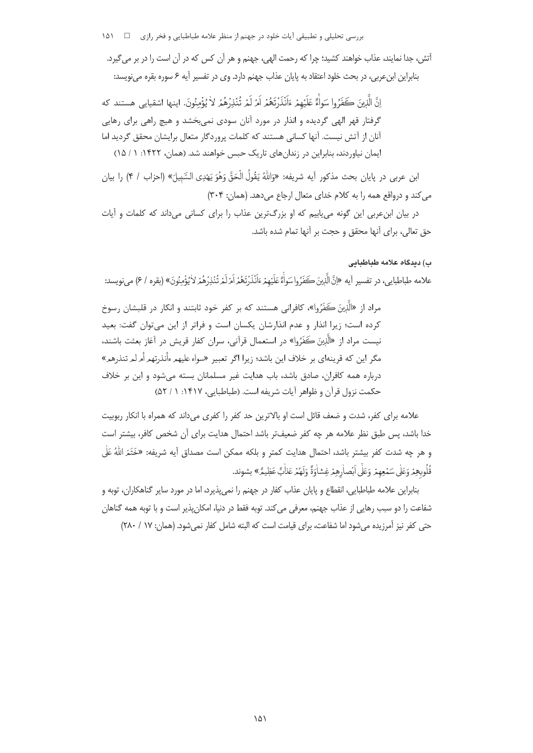آتش، جدا نمایند، عذاب خواهند کشید؛ چرا که رحمت الهی، جهنم و هر آن کس که در آن است را در بر می‌گیرد.

بنابراین ابن‌عربی، در بحث خلود اعتقاد به پایان عذاب جهنم دارد. وی در تفسیر آیه ۶ سوره بقره می‌نویسد:

> اِنَّ الَّذِینَ کَفَرُوا سَوآءٌ عَلَیْهِمْ ءَاَنْذَرْتَهُمْ اَمْ لَمْ تُنْذِرْهُمْ لا یُؤْمِنُونَ. اینها اشقیایی هستند که گرفتار قهر الهی گردیده و انذار در مورد آنان سودی نمی‌بخشد و هیچ راهی برای رهایی آنان از آتش نیست. آنها کسانی هستند که کلمات پروردگار متعال برایشان محقق گردید اما ایمان نیاوردند، بنابراین در زندان‌های تاریک حبس خواهند شد. (همان، ۱۴۲۲: ۱ / ۱۵)

ابن عربی در پایان بحث مذکور آیه شریفه: «وَاللهُ یَقُولُ الْحَقَّ وَهُوَ یَهْدِی السَّبِیلَ» (احزاب / ۴) را بیان می‌کند و درواقع همه را به کلام خدای متعال ارجاع می‌دهد. (همان: ۳۰۴)

در بیان ابن‌عربی این گونه می‌یابیم که او بزرگ‌ترین عذاب را برای کسانی می‌داند که کلمات و آیات حق تعالی، برای آنها محقق و حجت بر آنها تمام شده باشد.

### ب) دیدگاه علامه طباطبایی

علامه طباطبایی، در تفسیر آیه «اِنَّ الَّذِینَ کَفَرُوا سَوآءٌ عَلَیْهِمْ ءَاَنْذَرْتَهُمْ اَمْ لَمْ تُنْذِرْهُمْ لایُؤْمِنُونَ» (بقره / ۶) می‌نویسد:

> مراد از «الَّذِینَ کَفَرُوا»، کافرانی هستند که بر کفر خود ثابتند و انکار در قلبشان رسوخ کرده است؛ زیرا انذار و عدم انذارشان یکسان است و فراتر از این می‌توان گفت: بعید نیست مراد از «الَّذِینَ کَفَرُوا» در استعمال قرآنی، سران کفار قریش در آغاز بعثت باشند، مگر این که قرینه‌ای بر خلاف این باشد؛ زیرا اگر تعبیر «سواء علیهم ءأنذرتهم أم لم تنذرهم» درباره همه کافران، صادق باشد، باب هدایت غیر مسلمانان بسته می‌شود و این بر خلاف حکمت نزول قرآن و ظواهر آیات شریفه است. (طباطبایی، ۱۴۱۷: ۱ / ۵۲)

علامه برای کفر، شدت و ضعف قائل است او بالاترین حد کفر را کفری می‌داند که همراه با انکار ربوبیت خدا باشد، پس طبق نظر علامه هر چه کفر ضعیف‌تر باشد احتمال هدایت برای آن شخص کافر، بیشتر است و هر چه شدت کفر بیشتر باشد، احتمال هدایت کمتر و بلکه ممکن است مصداق آیه شریفه: «خَتَمَ اللهُ عَلَى قُلُوبِهِمْ وَعَلَى سَمْعِهِمْ وَعَلَى اَبْصارِهِمْ غِشاوَةٌ وَلَهُمْ عَذابٌ عَظِیمٌ» بشوند.

بنابراین علامه طباطبایی، انقطاع و پایان عذاب کفار در جهنم را نمی‌پذیرد، اما در مورد سایر گناهکاران، توبه و شفاعت را دو سبب رهایی از عذاب جهنم، معرفی می‌کند. توبه فقط در دنیا، امکان‌پذیر است و با توبه همه گناهان حتی کفر نیز آمرزیده می‌شود اما شفاعت، برای قیامت است که البته شامل کفار نمی‌شود. (همان: ۱۷ / ۲۸۰)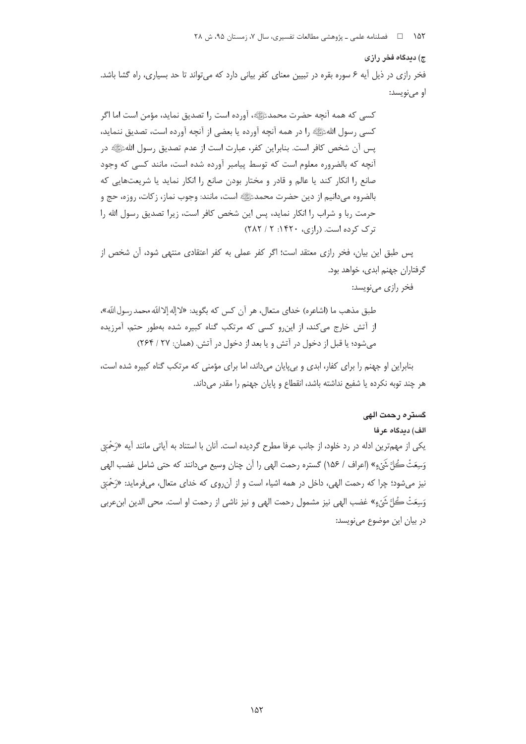### ج) دیدگاه فخر رازی

فخر رازی در ذیل آیه ۶ سوره بقره در تبیین معنای کفر بیانی دارد که می‌تواند تا حد بسیاری، راه گشا باشد. او می‌نویسد:

> کسی که همه آنچه حضرت محمدﷺ، آورده است را تصدیق نماید، مؤمن است اما اگر کسی رسول اللهﷺ را در همه آنچه آورده یا بعضی از آنچه آورده است، تصدیق ننماید، پس آن شخص کافر است. بنابراین کفر، عبارت است از عدم تصدیق رسول اللهﷺ در آنچه که بالضروره معلوم است که توسط پیامبر آورده شده است، مانند کسی که وجود صانع را انکار کند یا عالم و قادر و مختار بودن صانع را انکار نماید یا شریعت‌هایی که بالضروه می‌دانیم از دین حضرت محمدﷺ است، مانند: وجوب نماز، زکات، روزه، حج و حرمت ربا و شراب را انکار نماید، پس این شخص کافر است، زیرا تصدیق رسول الله را ترک کرده است. (رازی، ۱۴۲۰: ۲ / ۲۸۲)

پس طبق این بیان، فخر رازی معتقد است؛ اگر کفر عملی به کفر اعتقادی منتهی شود، آن شخص از گرفتاران جهنم ابدی، خواهد بود.

فخر رازی می‌نویسد:

> طبق مذهب ما (اشاعره) خدای متعال، هر آن کس که بگوید: «لا إله إلا الله محمد رسول الله»، از آتش خارج می‌کند، از این‌رو کسی که مرتکب گناه کبیره شده به‌طور حتم، آمرزیده می‌شود؛ یا قبل از دخول در آتش و یا بعد از دخول در آتش. (همان: ۲۷ / ۲۶۴)

بنابراین او جهنم را برای کفار، ابدی و بی‌پایان می‌داند، اما برای مؤمنی که مرتکب گناه کبیره شده است، هر چند توبه نکرده یا شفیع نداشته باشد، انقطاع و پایان جهنم را مقدر می‌داند.

## گستره رحمت الهی

### الف) دیدگاه عرفا

یکی از مهم‌ترین ادله در رد خلود، از جانب عرفا مطرح گردیده است. آنان با استناد به آیاتی مانند آیه «رَحْمَتِي وَسِعَتْ كُلَّ شَيْءٍ» (اعراف / ۱۵۶) گستره رحمت الهی را آن چنان وسیع می‌دانند که حتی شامل غضب الهی نیز می‌شود؛ چرا که رحمت الهی، داخل در همه اشیاء است و از آن‌روی که خدای متعال، می‌فرماید: «رَحْمَتِي وَسِعَتْ كُلَّ شَيْءٍ» غضب الهی نیز مشمول رحمت الهی و نیز ناشی از رحمت او است. محی الدین ابن‌عربی در بیان این موضوع می‌نویسد: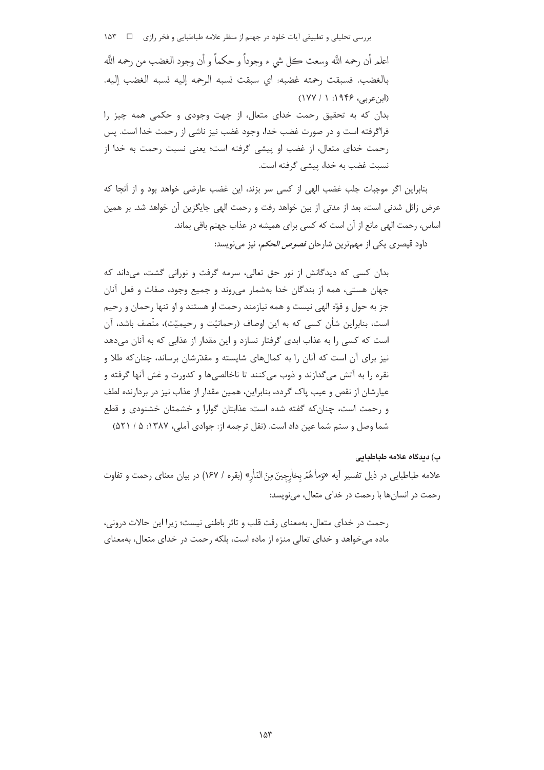اعلم أن رحمه اللَّه وسعت كل شي ء وجوداً و حكماً و أن وجود الغضب من رحمه اللَّه بالغضب. فسبقت رحمته غضبه؛ اي سبقت نسبه الرحمه إليه نسبه الغضب إليه. (ابن‌عربی، ۱۹۴۶: ۱ / ۱۷۷)

بدان که به تحقیق رحمت خدای متعال، از جهت وجودی و حکمی همه چیز را فراگرفته است و در صورت غضب خدا، وجود غضب نیز ناشی از رحمت خدا است. پس رحمت خدای متعال، از غضب او پیشی گرفته است؛ یعنی نسبت رحمت به خدا از نسبت غضب به خدا، پیشی گرفته است.

بنابراین اگر موجبات جلب غضب الهی از کسی سر بزند، این غضب عارضی خواهد بود و از آنجا که عرض زائل شدنی است، بعد از مدتی از بین خواهد رفت و رحمت الهی جایگزین آن خواهد شد. بر همین اساس، رحمت الهی مانع از آن است که کسی برای همیشه در عذاب جهنم باقی بماند.

داود قیصری یکی از مهم‌ترین شارحان *فصوص الحکم*، نیز می‌نویسد:

بدان کسی که دیدگانش از نور حق تعالی، سرمه گرفت و نورانی گشت، می‌داند که جهان هستی، همه از بندگان خدا به‌شمار می‌روند و جمیع وجود، صفات و فعل آنان جز به حول و قوّه الهی نیست و همه نیازمند رحمت او هستند و او تنها رحمان و رحیم است، بنابراین شأن کسی که به این اوصاف (رحمانیّت و رحیمیّت)، متّصف باشد، آن است که کسی را به عذاب ابدی گرفتار نسازد و این مقدار از عذابی که به آنان می‌دهد نیز برای آن است که آنان را به کمال‌های شایسته و مقدّرشان برساند، چنان‌که طلا و نقره را به آتش می‌گدازند و ذوب می‌کنند تا ناخالصی‌ها و کدورت و غش آنها گرفته و عیارشان از نقص و عیب پاک گردد، بنابراین، همین مقدار از عذاب نیز در بردارنده لطف و رحمت است، چنان‌که گفته شده است: عذابتان گوارا و خشمتان خشنودی و قطع شما وصل و ستم شما عین داد است. (نقل ترجمه از: جوادی آملی، ۱۳۸۷: ۵ / ۵۲۱)

### ب) دیدگاه علامه طباطبایی

علامه طباطبایی در ذیل تفسیر آیه «وَما هُمْ بِخارِجِينَ مِنَ النّارِ» (بقره / ۱۶۷) در بیان معنای رحمت و تفاوت رحمت در انسان‌ها با رحمت در خدای متعال، می‌نویسد:

رحمت در خدای متعال، به‌معنای رقت قلب و تاثر باطنی نیست؛ زیرا این حالات درونی، ماده می‌خواهد و خدای تعالی منزه از ماده است، بلکه رحمت در خدای متعال، به‌معنای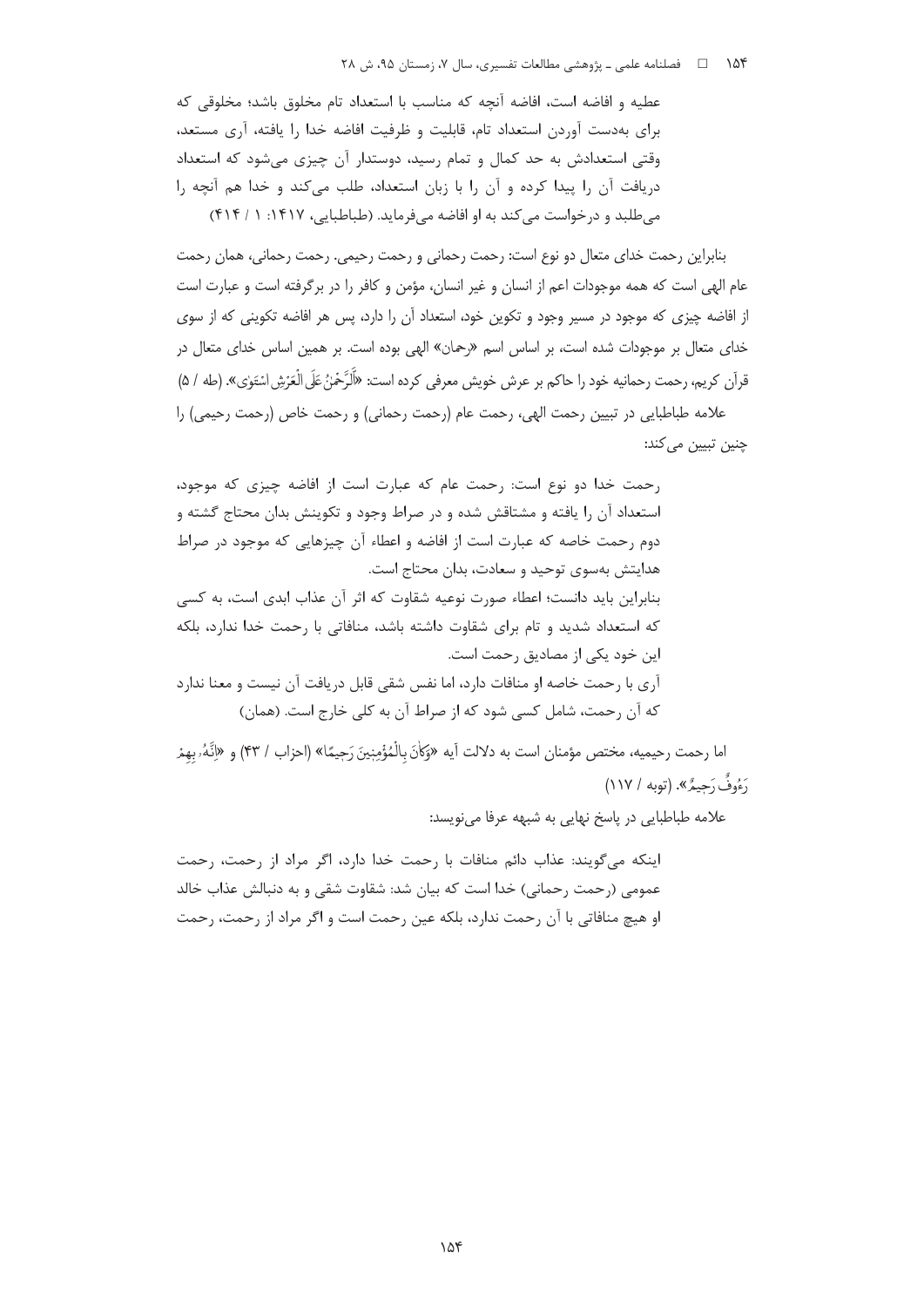عطیه و افاضه است، افاضه آنچه که مناسب با استعداد تام مخلوق باشد؛ مخلوقی که برای به‌دست آوردن استعداد تام، قابلیت و ظرفیت افاضه خدا را یافته، آری مستعد، وقتی استعدادش به حد کمال و تمام رسید، دوستدار آن چیزی می‌شود که استعداد دریافت آن را پیدا کرده و آن را با زبان استعداد، طلب می‌کند و خدا هم آنچه را می‌طلبد و درخواست می‌کند به او افاضه می‌فرماید. (طباطبایی، ۱۴۱۷: ۱ / ۴۱۴)

بنابراین رحمت خدای متعال دو نوع است: رحمت رحمانی و رحمت رحیمی. رحمت رحمانی، همان رحمت عام الهی است که همه موجودات اعم از انسان و غیر انسان، مؤمن و کافر را در برگرفته است و عبارت است از افاضه چیزی که موجود در مسیر وجود و تکوین خود، استعداد آن را دارد، پس هر افاضه تکوینی که از سوی خدای متعال بر موجودات شده است، بر اساس اسم «رحمان» الهی بوده است. بر همین اساس خدای متعال در قرآن کریم، رحمت رحمانیه خود را حاکم بر عرش خویش معرفی کرده است: «اَلرَّحْمٰنُ عَلَى الْعَرْشِ اسْتَوٰى». (طه / ۵)

علامه طباطبایی در تبیین رحمت الهی، رحمت عام (رحمت رحمانی) و رحمت خاص (رحمت رحیمی) را چنین تبیین می‌کند:

> رحمت خدا دو نوع است: رحمت عام که عبارت است از افاضه چیزی که موجود، استعداد آن را یافته و مشتاقش شده و در صراط وجود و تکوینش بدان محتاج گشته و دوم رحمت خاصه که عبارت است از افاضه و اعطاء آن چیزهایی که موجود در صراط هدایتش به‌سوی توحید و سعادت، بدان محتاج است.
>
> بنابراین باید دانست؛ اعطاء صورت نوعیه شقاوت که اثر آن عذاب ابدی است، به کسی که استعداد شدید و تام برای شقاوت داشته باشد، منافاتی با رحمت خدا ندارد، بلکه این خود یکی از مصادیق رحمت است.
>
> آری با رحمت خاصه او منافات دارد، اما نفس شقی قابل دریافت آن نیست و معنا ندارد که آن رحمت، شامل کسی شود که از صراط آن به کلی خارج است. (همان)

اما رحمت رحیمیه، مختص مؤمنان است به دلالت آیه «وَكَانَ بِالْمُؤْمِنِينَ رَحِيمًا» (احزاب / ۴۳) و «اِنَّهُ بِهِمْ رَءُوفٌ رَحِيمٌ». (توبه / ۱۱۷)

علامه طباطبایی در پاسخ نهایی به شبهه عرفا می‌نویسد:

> اینکه می‌گویند: عذاب دائم منافات با رحمت خدا دارد، اگر مراد از رحمت، رحمت عمومی (رحمت رحمانی) خدا است که بیان شد: شقاوت شقی و به دنبالش عذاب خالد او هیچ منافاتی با آن رحمت ندارد، بلکه عین رحمت است و اگر مراد از رحمت، رحمت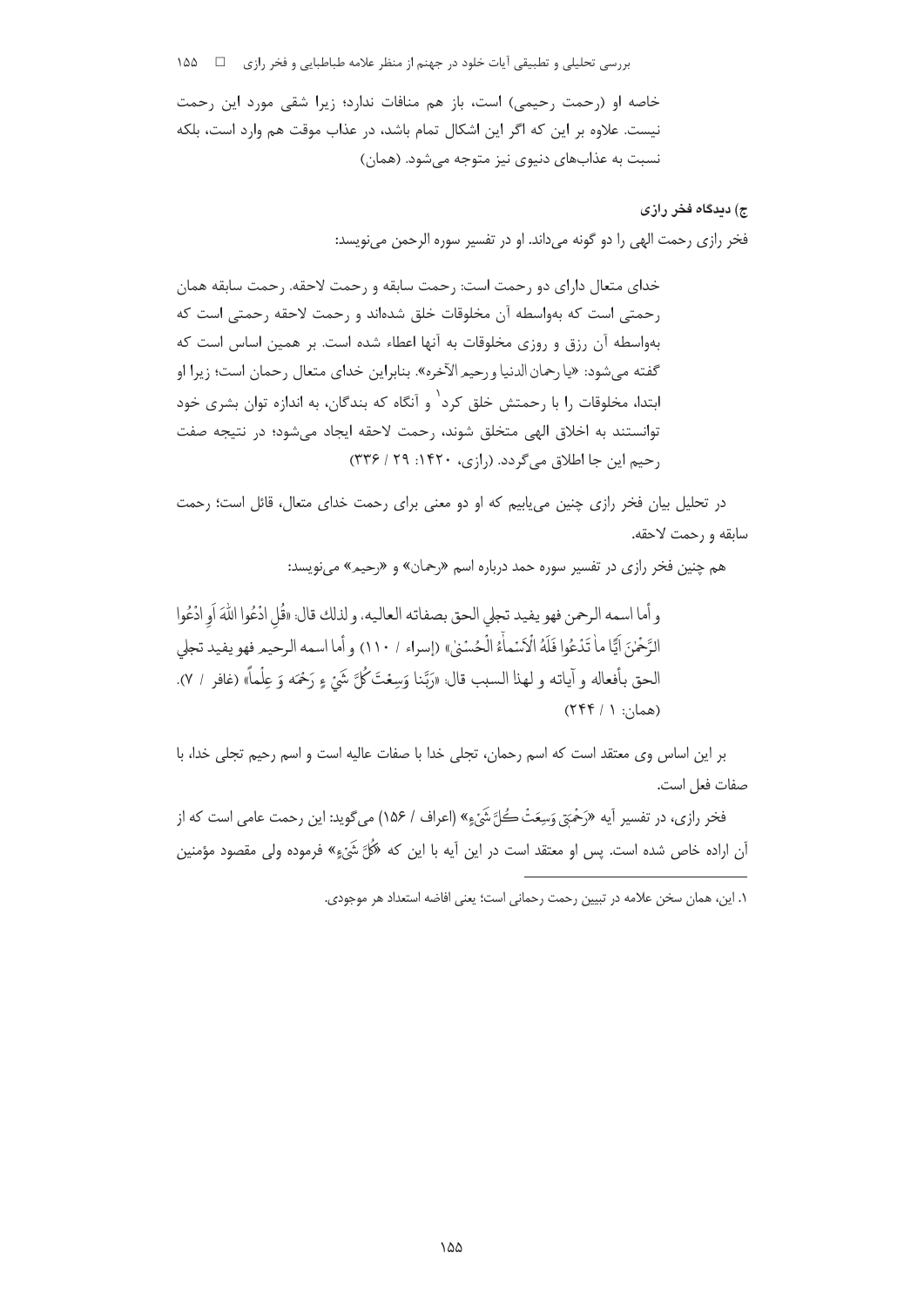خاصه او (رحمت رحیمی) است، باز هم منافات ندارد؛ زیرا شقی مورد این رحمت نیست. علاوه بر این که اگر این اشکال تمام باشد، در عذاب موقت هم وارد است، بلکه نسبت به عذاب‌های دنیوی نیز متوجه می‌شود. (همان)

### ج) دیدگاه فخر رازی

فخر رازی رحمت الهی را دو گونه می‌داند. او در تفسیر سوره الرحمن می‌نویسد:

> خدای متعال دارای دو رحمت است: رحمت سابقه و رحمت لاحقه. رحمت سابقه همان رحمتی است که به‌واسطه آن مخلوقات خلق شده‌اند و رحمت لاحقه رحمتی است که به‌واسطه آن رزق و روزی مخلوقات به آنها اعطاء شده است. بر همین اساس است که گفته می‌شود: «یا رحمان الدنیا و رحیم الآخره». بنابراین خدای متعال رحمان است؛ زیرا او ابتدا، مخلوقات را با رحمتش خلق کرد[1] و آنگاه که بندگان، به اندازه توان بشری خود توانستند به اخلاق الهی متخلق شوند، رحمت لاحقه ایجاد می‌شود؛ در نتیجه صفت رحیم این جا اطلاق می‌گردد. (رازی، ۱۴۲۰: ۲۹ / ۳۳۶)

در تحلیل بیان فخر رازی چنین می‌یابیم که او دو معنی برای رحمت خدای متعال، قائل است؛ رحمت سابقه و رحمت لاحقه.

هم چنین فخر رازی در تفسیر سوره حمد درباره اسم «رحمان» و «رحیم» می‌نویسد:

> و أما اسمه الرحمن فهو یفید تجلي الحق بصفاته العالیه، و لذلك قال: «قُلِ ادْعُوا اللَّهَ أَوِ ادْعُوا الرَّحْمٰنَ أَيًّا ما تَدْعُوا فَلَهُ الْأَسْماءُ الْحُسْنىٰ» (إسراء / ۱۱۰) و أما اسمه الرحیم فهو یفید تجلي الحق بأفعاله و آیاته و لهذا السبب قال: «رَبَّنا وَسِعْتَ كُلَّ شَيْءٍ رَحْمَةً وَ عِلْماً» (غافر / ۷). (همان: ۱ / ۲۴۴)

بر این اساس وی معتقد است که اسم رحمان، تجلی خدا با صفات عالیه است و اسم رحیم تجلی خدا، با صفات فعل است.

فخر رازی، در تفسیر آیه «رَحْمَتِي وَسِعَتْ كُلَّ شَيْءٍ» (اعراف / ۱۵۶) می‌گوید: این رحمت عامی است که از آن اراده خاص شده است. پس او معتقد است در این آیه با این که «كُلَّ شَيْءٍ» فرموده ولی مقصود مؤمنین

---

[1] این، همان سخن علامه در تبیین رحمت رحمانی است؛ یعنی افاضه استعداد هر موجودی.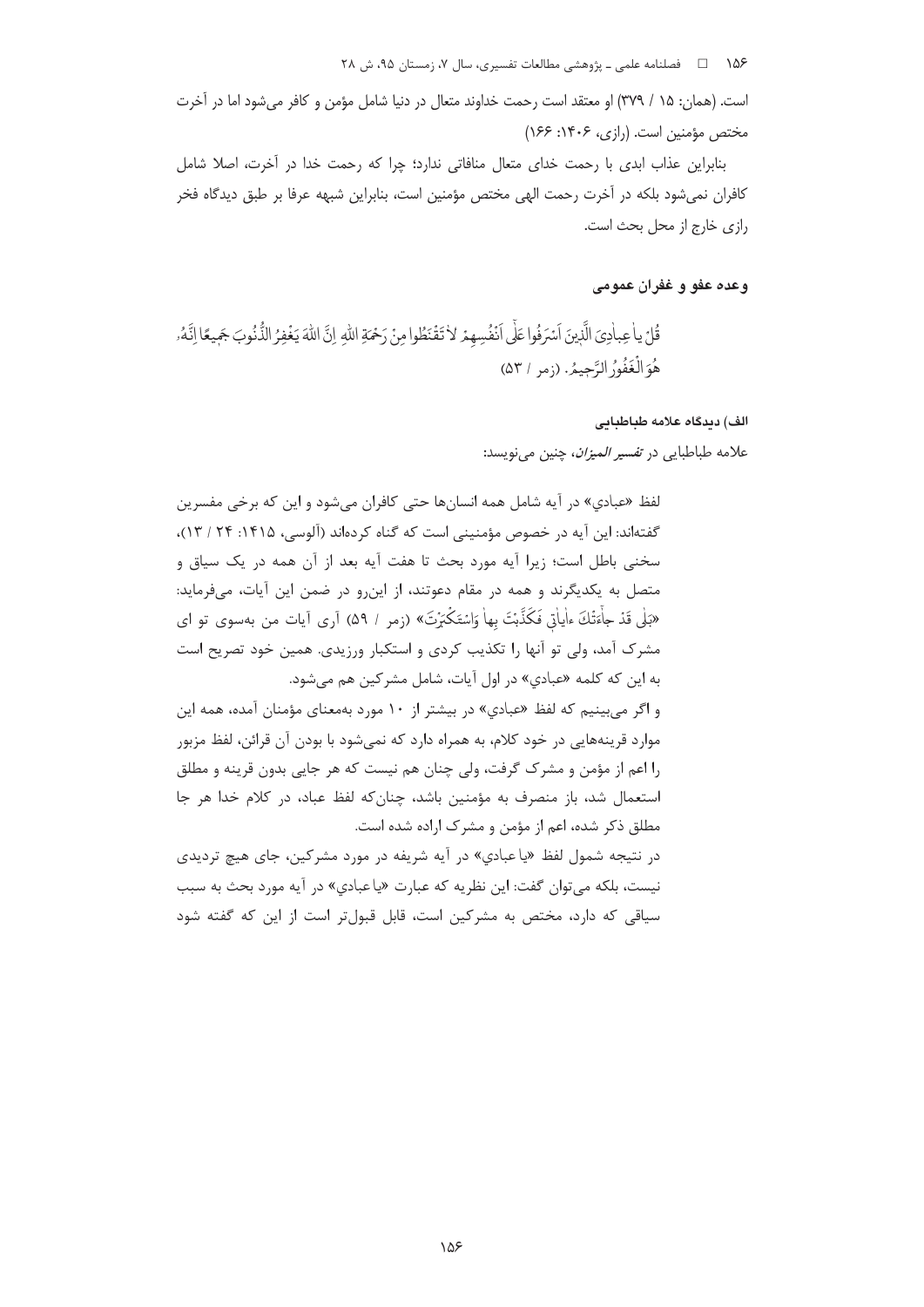است. (همان: ۱۵ / ۳۷۹) او معتقد است رحمت خداوند متعال در دنیا شامل مؤمن و کافر می‌شود اما در آخرت مختص مؤمنین است. (رازی، ۱۴۰۶: ۱۶۶)

بنابراین عذاب ابدی با رحمت خدای متعال منافاتی ندارد؛ چرا که رحمت خدا در آخرت، اصلا شامل کافران نمی‌شود بلکه در آخرت رحمت الهی مختص مؤمنین است، بنابراین شبهه عرفا بر طبق دیدگاه فخر رازی خارج از محل بحث است.

## وعده عفو و غفران عمومی

قُلْ یا عِبادِیَ الَّذینَ اَسْرَفُوا عَلی اَنْفُسِهِمْ لا تَقْنَطُوا مِنْ رَحْمَةِ اللهِ اِنَّ اللهَ یَغْفِرُ الذُّنُوبَ جَمیعًا اِنَّهُ هُوَ الْغَفُورُ الرَّحیمُ. (زمر / ۵۳)

### الف) دیدگاه علامه طباطبایی

علامه طباطبایی در *تفسیر المیزان*، چنین می‌نویسد:

> لفظ «عبادي» در آیه شامل همه انسان‌ها حتی کافران می‌شود و این که برخی مفسرین گفته‌اند: این آیه در خصوص مؤمنینی است که گناه کرده‌اند (آلوسی، ۱۴۱۵: ۲۴ / ۱۳)، سخنی باطل است؛ زیرا آیه مورد بحث تا هفت آیه بعد از آن همه در یک سیاق و متصل به یکدیگرند و همه در مقام دعوتند، از این‌رو در ضمن این آیات، می‌فرماید: «بَلی قَدْ جاءَتْكَ ءایاتی فَكَذَّبْتَ بِها وَاسْتَكْبَرْتَ» (زمر / ۵۹) آری آیات من به‌سوی تو ای مشرک آمد، ولی تو آنها را تکذیب کردی و استکبار ورزیدی. همین خود تصریح است به این که کلمه «عبادي» در اول آیات، شامل مشرکین هم می‌شود.
>
> و اگر می‌بینیم که لفظ «عبادي» در بیشتر از ۱۰ مورد به‌معنای مؤمنان آمده، همه این موارد قرینه‌هایی در خود کلام، به همراه دارد که نمی‌شود با بودن آن قرائن، لفظ مزبور را اعم از مؤمن و مشرک گرفت، ولی چنان هم نیست که هر جایی بدون قرینه و مطلق استعمال شد، باز منصرف به مؤمنین باشد، چنان‌که لفظ عباد، در کلام خدا هر جا مطلق ذکر شده، اعم از مؤمن و مشرک اراده شده است.
>
> در نتیجه شمول لفظ «یا عبادي» در آیه شریفه در مورد مشرکین، جای هیچ تردیدی نیست، بلکه می‌توان گفت: این نظریه که عبارت «یا عبادي» در آیه مورد بحث به سبب سیاقی که دارد، مختص به مشرکین است، قابل قبول‌تر است از این که گفته شود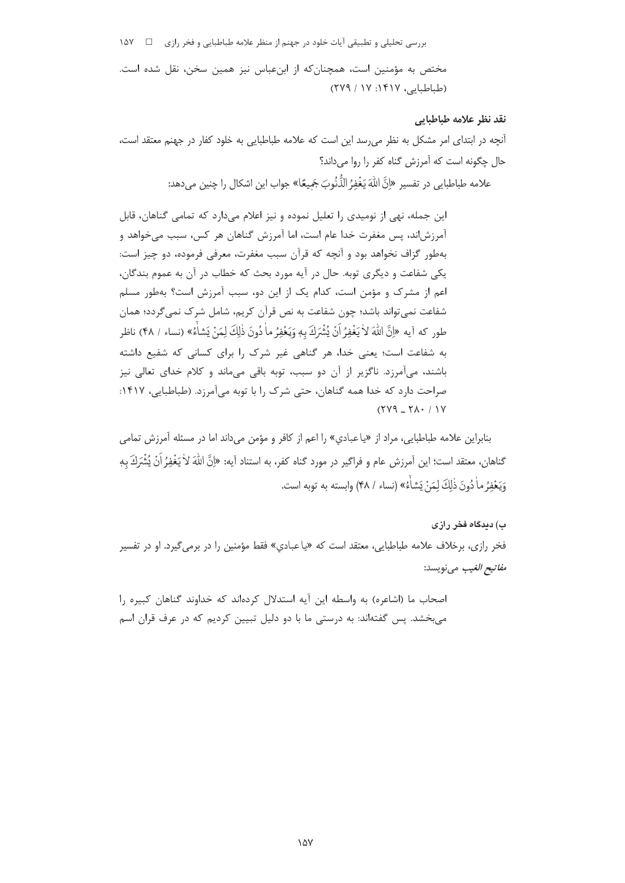مختص به مؤمنین است، همچنان‌که از ابن‌عباس نیز همین سخن، نقل شده است. (طباطبایی، ۱۴۱۷: ۱۷ / ۲۷۹)

### نقد نظر علامه طباطبایی

آنچه در ابتدای امر مشکل به نظر می‌رسد این است که علامه طباطبایی به خلود کفار در جهنم معتقد است، حال چگونه است که آمرزش گناه کفر را روا می‌داند؟

علامه طباطبایی در تفسیر «اِنَّ اللّٰهَ یَغْفِرُ الذُّنُوبَ جَمیعًا» جواب این اشکال را چنین می‌دهد:

> این جمله، نهی از نومیدی را تعلیل نموده و نیز اعلام می‌دارد که تمامی گناهان، قابل آمرزش‌اند، پس مغفرت خدا عام است، اما آمرزش گناهان هر کس، سبب می‌خواهد و به‌طور گزاف نخواهد بود و آنچه که قرآن سبب مغفرت، معرفی فرموده، دو چیز است: یکی شفاعت و دیگری توبه. حال در آیه مورد بحث که خطاب در آن به عموم بندگان، اعم از مشرک و مؤمن است، کدام یک از این دو، سبب آمرزش است؟ به‌طور مسلم شفاعت نمی‌تواند باشد؛ چون شفاعت به نص قرآن کریم، شامل شرک نمی‌گردد؛ همان طور که آیه «اِنَّ اللّٰهَ لا یَغْفِرُ اَنْ یُشْرَکَ بِهِ وَیَغْفِرُ ما دُونَ ذٰلِکَ لِمَنْ یَشاءُ» (نساء / ۴۸) ناظر به شفاعت است؛ یعنی خدا، هر گناهی غیر شرک را برای کسانی که شفیع داشته باشند، می‌آمرزد. ناگزیر از آن دو سبب، توبه باقی می‌ماند و کلام خدای تعالی نیز صراحت دارد که خدا همه گناهان، حتی شرک را با توبه می‌آمرزد. (طباطبایی، ۱۴۱۷: ۱۷ / ۲۸۰ ـ ۲۷۹)

بنابراین علامه طباطبایی، مراد از «یا عبادي» را اعم از کافر و مؤمن می‌داند اما در مسئله آمرزش تمامی گناهان، معتقد است؛ این آمرزش عام و فراگیر در مورد گناه کفر، به استناد آیه: «اِنَّ اللّٰهَ لا یَغْفِرُ اَنْ یُشْرَکَ بِهِ وَیَغْفِرُ ما دُونَ ذٰلِکَ لِمَنْ یَشاءُ» (نساء / ۴۸) وابسته به توبه است.

### ب) دیدگاه فخر رازی

فخر رازی، برخلاف علامه طباطبایی، معتقد است که «یا عبادي» فقط مؤمنین را در برمی‌گیرد. او در تفسیر *مفاتیح الغیب* می‌نویسد:

> اصحاب ما (اشاعره) به واسطه این آیه استدلال کرده‌اند که خداوند گناهان کبیره را می‌بخشد. پس گفته‌اند: به درستی ما با دو دلیل تبیین کردیم که در عرف قران اسم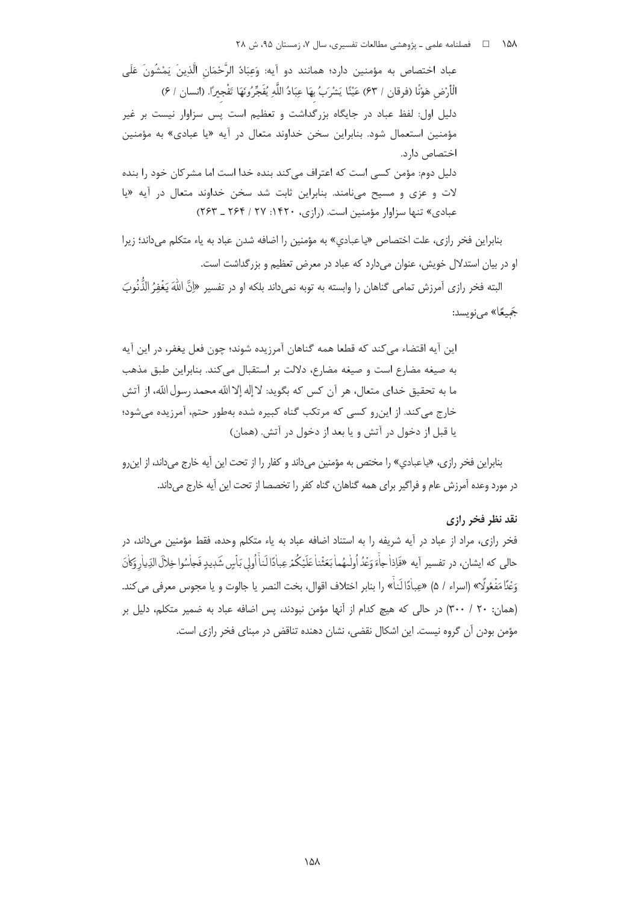عباد اختصاص به مؤمنین دارد؛ همانند دو آیه: وَعِبَادُ الرَّحْمَانِ الَّذِينَ يَمْشُونَ عَلَى الْأَرْضِ هَوْنًا (فرقان / ۶۳) عَيْنًا يَشْرَبُ بِهَا عِبَادُ اللَّهِ يُفَجِّرُونَهَا تَفْجِيرًا. (انسان / ۶)

دلیل اول: لفظ عباد در جایگاه بزرگداشت و تعظیم است پس سزاوار نیست بر غیر مؤمنین استعمال شود. بنابراین سخن خداوند متعال در آیه «یا عبادی» به مؤمنین اختصاص دارد.

دلیل دوم: مؤمن کسی است که اعتراف می‌کند بنده خدا است اما مشرکان خود را بنده لات و عزی و مسیح می‌نامند. بنابراین ثابت شد سخن خداوند متعال در آیه «یا عبادی» تنها سزاوار مؤمنین است. (رازی، ۱۴۲۰: ۲۷ / ۲۶۴ ـ ۲۶۳)

بنابراین فخر رازی، علت اختصاص «یاعبادي» به مؤمنین را اضافه شدن عباد به یاء متکلم می‌داند؛ زیرا او در بیان استدلال خویش، عنوان می‌دارد که عباد در معرض تعظیم و بزرگداشت است.

البته فخر رازی آمرزش تمامی گناهان را وابسته به توبه نمی‌داند بلکه او در تفسیر «إِنَّ اللَّهَ يَغْفِرُ الذُّنُوبَ جَمِيعًا» می‌نویسد:

این آیه اقتضاء می‌کند که قطعا همه گناهان آمرزیده شوند؛ چون فعل یغفر، در این آیه به صیغه مضارع است و صیغه مضارع، دلالت بر استقبال می‌کند. بنابراین طبق مذهب ما به تحقیق خدای متعال، هر آن کس که بگوید: لا إله إلا الله محمد رسول الله، از آتش خارج می‌کند. از این‌رو کسی که مرتکب گناه کبیره شده به‌طور حتم، آمرزیده می‌شود؛ یا قبل از دخول در آتش و یا بعد از دخول در آتش. (همان)

بنابراین فخر رازی، «یاعبادي» را مختص به مؤمنین می‌داند و کفار را از تحت این آیه خارج می‌داند، از این‌رو در مورد وعده آمرزش عام و فراگیر برای همه گناهان، گناه کفر را تخصصا از تحت این آیه خارج می‌داند.

## نقد نظر فخر رازی

فخر رازی، مراد از عباد در آیه شریفه را به استناد اضافه عباد به یاء متکلم وحده، فقط مؤمنین می‌داند، در حالی که ایشان، در تفسیر آیه «فَإِذَا جَاءَ وَعْدُ أُولَاهُمَا بَعَثْنَا عَلَيْكُمْ عِبَادًا لَنَا أُولِي بَأْسٍ شَدِيدٍ فَجَاسُوا خِلَالَ الدِّيَارِ وَكَانَ وَعْدًا مَفْعُولًا» (اسراء / ۵) «عِبَادًا لَنَا» را بنابر اختلاف اقوال، بخت النصر یا جالوت و یا مجوس معرفی می‌کند. (همان: ۲۰ / ۳۰۰) در حالی که هیچ کدام از آنها مؤمن نبودند، پس اضافه عباد به ضمیر متکلم، دلیل بر مؤمن بودن آن گروه نیست. این اشکال نقضی، نشان دهنده تناقض در مبنای فخر رازی است.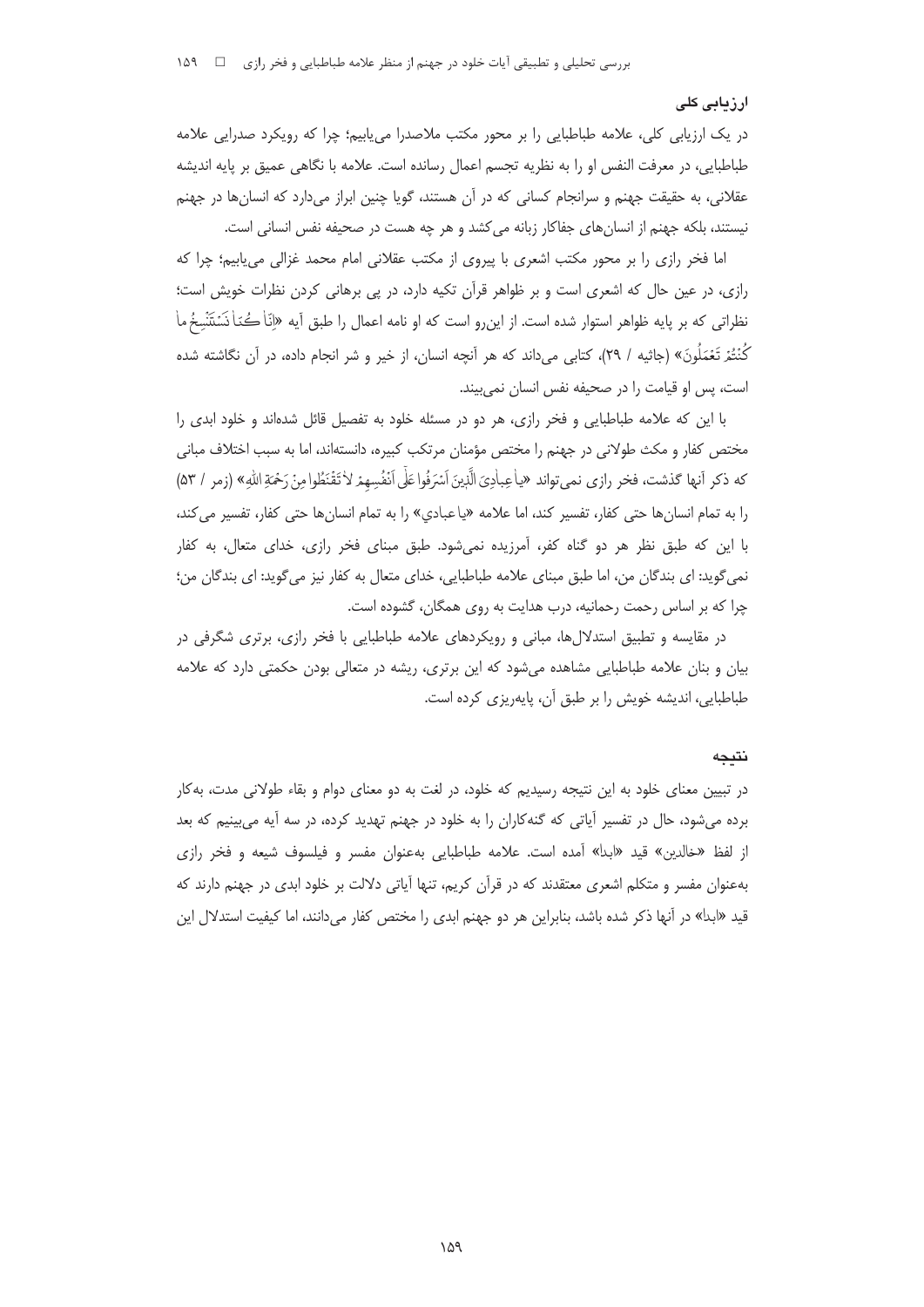### ارزیابی کلی

در یک ارزیابی کلی، علامه طباطبایی را بر محور مکتب ملاصدرا می‌یابیم؛ چرا که رویکرد صدرایی علامه طباطبایی، در معرفت النفس او را به نظریه تجسم اعمال رسانده است. علامه با نگاهی عمیق بر پایه اندیشه عقلانی، به حقیقت جهنم و سرانجام کسانی که در آن هستند، گویا چنین ابراز می‌دارد که انسان‌ها در جهنم نیستند، بلکه جهنم از انسان‌های جفاکار زبانه می‌کشد و هر چه هست در صحیفه نفس انسانی است.

اما فخر رازی را بر محور مکتب اشعری با پیروی از مکتب عقلانی امام محمد غزالی می‌یابیم؛ چرا که رازی، در عین حال که اشعری است و بر ظواهر قرآن تکیه دارد، در پی برهانی کردن نظرات خویش است؛ نظراتی که بر پایه ظواهر استوار شده است. از این‌رو است که او نامه اعمال را طبق آیه «اِنّا کُنّا نَسْتَنْسِخُ ما کُنْتُمْ تَعْمَلُونَ» (جاثیه / ۲۹)، کتابی می‌داند که هر آنچه انسان، از خیر و شر انجام داده، در آن نگاشته شده است، پس او قیامت را در صحیفه نفس انسان نمی‌بیند.

با این که علامه طباطبایی و فخر رازی، هر دو در مسئله خلود به تفصیل قائل شده‌اند و خلود ابدی را مختص کفار و مکث طولانی در جهنم را مختص مؤمنان مرتکب کبیره، دانسته‌اند، اما به سبب اختلاف مبانی که ذکر آنها گذشت، فخر رازی نمی‌تواند «یا عِبادِیَ الَّذِینَ اَسْرَفُوا عَلی اَنْفُسِهِمْ لا تَقْنَطُوا مِنْ رَحْمَةِ اللهِ» (زمر / ۵۳) را به تمام انسان‌ها حتی کفار، تفسیر کند، اما علامه «یا عبادي» را به تمام انسان‌ها حتی کفار، تفسیر می‌کند، با این که طبق نظر هر دو گناه کفر، آمرزیده نمی‌شود. طبق مبنای فخر رازی، خدای متعال، به کفار نمی‌گوید: ای بندگان من، اما طبق مبنای علامه طباطبایی، خدای متعال به کفار نیز می‌گوید: ای بندگان من؛ چرا که بر اساس رحمت رحمانیه، درب هدایت به روی همگان، گشوده است.

در مقایسه و تطبیق استدلال‌ها، مبانی و رویکردهای علامه طباطبایی با فخر رازی، برتری شگرفی در بیان و بنان علامه طباطبایی مشاهده می‌شود که این برتری، ریشه در متعالی بودن حکمتی دارد که علامه طباطبایی، اندیشه خویش را بر طبق آن، پایه‌ریزی کرده است.

## نتیجه

در تبیین معنای خلود به این نتیجه رسیدیم که خلود، در لغت به دو معنای دوام و بقاء طولانی مدت، به‌کار برده می‌شود، حال در تفسیر آیاتی که گنه‌کاران را به خلود در جهنم تهدید کرده، در سه آیه می‌بینیم که بعد از لفظ «خالدین» قید «ابدا» آمده است. علامه طباطبایی به‌عنوان مفسر و فیلسوف شیعه و فخر رازی به‌عنوان مفسر و متکلم اشعری معتقدند که در قرآن کریم، تنها آیاتی دلالت بر خلود ابدی در جهنم دارند که قید «ابدا» در آنها ذکر شده باشد، بنابراین هر دو جهنم ابدی را مختص کفار می‌دانند، اما کیفیت استدلال این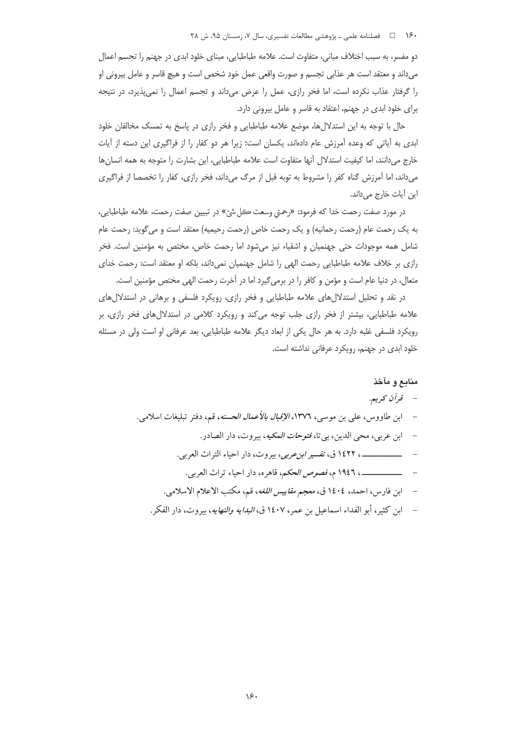دو مفسر، به سبب اختلاف مبانی، متفاوت است. علامه طباطبایی، مبنای خلود ابدی در جهنم را تجسم اعمال می‌داند و معتقد است هر عذابی تجسم و صورت واقعی عمل خود شخص است و هیچ قاسر و عامل بیرونی او را گرفتار عذاب نکرده است، اما فخر رازی، عمل را عرض می‌داند و تجسم اعمال را نمی‌پذیرد، در نتیجه برای خلود ابدی در جهنم، اعتقاد به قاسر و عامل بیرونی دارد.

حال با توجه به این استدلال‌ها، موضع علامه طباطبایی و فخر رازی در پاسخ به تمسک مخالفان خلود ابدی به آیاتی که وعده آمرزش عام داده‌اند، یکسان است؛ زیرا هر دو کفار را از فراگیری این دسته از آیات خارج می‌دانند، اما کیفیت استدلال آنها متفاوت است علامه طباطبایی، این بشارت را متوجه به همه انسان‌ها می‌داند، اما آمرزش گناه کفر را مشروط به توبه قبل از مرگ می‌داند، فخر رازی، کفار را تخصصا از فراگیری این آیات خارج می‌داند.

در مورد صفت رحمت خدا که فرمود: «رحمتي وسعت كل شئ» در تبیین صفت رحمت، علامه طباطبایی، به یک رحمت عام (رحمت رحمانیه) و یک رحمت خاص (رحمت رحیمیه) معتقد است و می‌گوید: رحمت عام شامل همه موجودات حتی جهنمیان و اشقیاء نیز می‌شود اما رحمت خاص، مختص به مؤمنین است. فخر رازی بر خلاف علامه طباطبایی رحمت الهی را شامل جهنمیان نمی‌داند، بلکه او معتقد است: رحمت خدای متعال، در دنیا عام است و مؤمن و کافر را در برمی‌گیرد اما در آخرت رحمت الهی مختص مؤمنین است.

در نقد و تحلیل استدلال‌های علامه طباطبایی و فخر رازی، رویکرد فلسفی و برهانی در استدلال‌های علامه طباطبایی، بیشتر از فخر رازی جلب توجه می‌کند و رویکرد کلامی در استدلال‌های فخر رازی، بر رویکرد فلسفی غلبه دارد. به هر حال یکی از ابعاد دیگر علامه طباطبایی، بعد عرفانی او است ولی در مسئله خلود ابدی در جهنم، رویکرد عرفانی نداشته است.

## منابع و مآخذ

- *قرآن کریم*.
- ابن طاووس، علی بن موسی، ۱۳۷٦، *الإقبال بالأعمال الحسنه*، قم، دفتر تبلیغات اسلامی.
- ابن عربی، محی الدین، بی‌تا، *فتوحات المکیه*، بیروت، دار الصادر.
- ـــــــــــــ، ١٤٢٢ ق، *تفسیر ابن‌عربی*، بیروت، دار احیاء التراث العربی.
- ـــــــــــــ، ١٩٤٦ م، *فصوص الحکم*، قاهره، دار احیاء تراث العربی.
- ابن فارس، احمد، ١٤٠٤ ق، *معجم مقاییس اللغه*، قم، مکتب الاعلام الاسلامی.
- ابن کثیر، أبو الفداء اسماعیل بن عمر، ١٤٠٧ ق، *البدایه والنهایه*، بیروت، دار الفکر.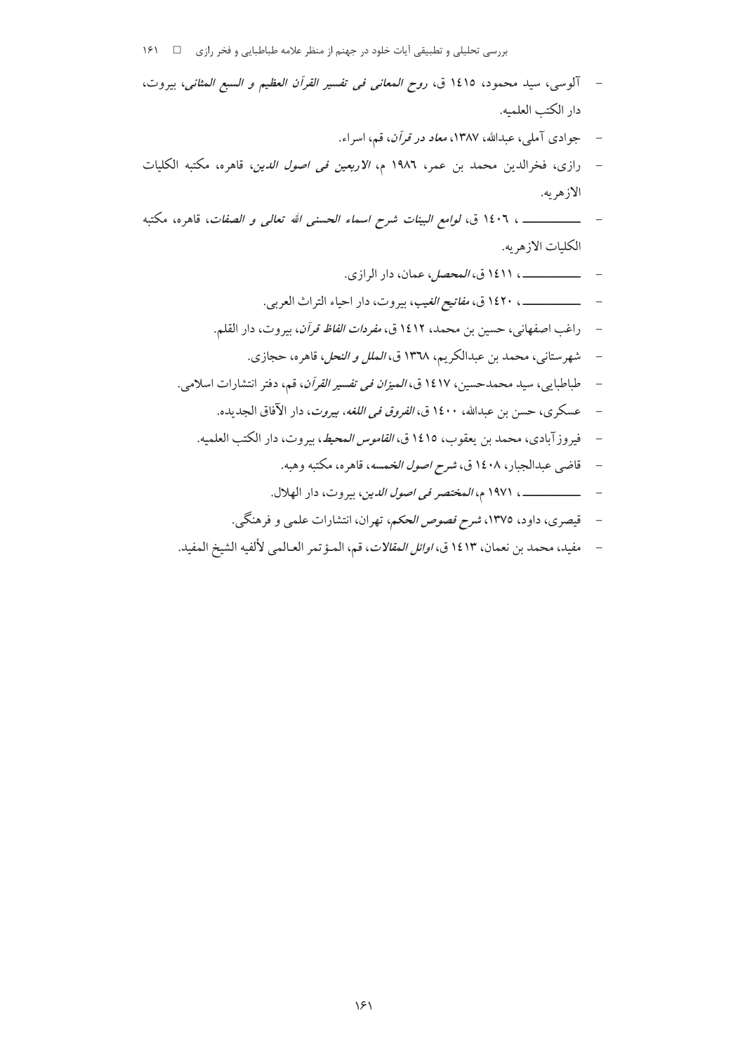- آلوسی، سید محمود، ١٤١٥ ق، *روح المعانی فی تفسیر القرآن العظیم و السبع المثانی*، بیروت، دار الکتب العلمیه.
- جوادی آملی، عبدالله، ١٣٨٧، *معاد در قرآن*، قم، اسراء.
- رازی، فخرالدین محمد بن عمر، ١٩٨٦ م، *الاربعین فی اصول الدین*، قاهره، مکتبه الکلیات الازهریه.
- ـــــــــــــ ، ١٤٠٦ ق، *لوامع البینات شرح اسماء الحسنی الله تعالی و الصفات*، قاهره، مکتبه الکلیات الازهریه.
- ـــــــــــــ ، ١٤١١ ق، *المحصل*، عمان، دار الرازی.
- ـــــــــــــ ، ١٤٢٠ ق، *مفاتیح الغیب*، بیروت، دار احیاء التراث العربی.
- راغب اصفهانی، حسین بن محمد، ١٤١٢ ق، *مفردات الفاظ قرآن*، بیروت، دار القلم.
- شهرستانی، محمد بن عبدالکریم، ١٣٦٨ ق، *الملل و النحل*، قاهره، حجازی.
- طباطبایی، سید محمدحسین، ١٤١٧ ق، *المیزان فی تفسیر القرآن*، قم، دفتر انتشارات اسلامی.
- عسکری، حسن بن عبدالله، ١٤٠٠ ق، *الفروق فی اللغه*، *بیروت*، دار الآفاق الجدیده.
- فیروزآبادی، محمد بن یعقوب، ١٤١٥ ق، *القاموس المحیط*، بیروت، دار الکتب العلمیه.
- قاضی عبدالجبار، ١٤٠٨ ق، *شرح اصول الخمسه*، قاهره، مکتبه وهبه.
- ـــــــــــــ ، ١٩٧١ م، *المختصر فی اصول الدین*، بیروت، دار الهلال.
- قیصری، داود، ١٣٧٥، *شرح فصوص الحکم*، تهران، انتشارات علمی و فرهنگی.
- مفید، محمد بن نعمان، ١٤١٣ ق، *اوائل المقالات*، قم، المؤتمر العالمی لألفیه الشیخ المفید.